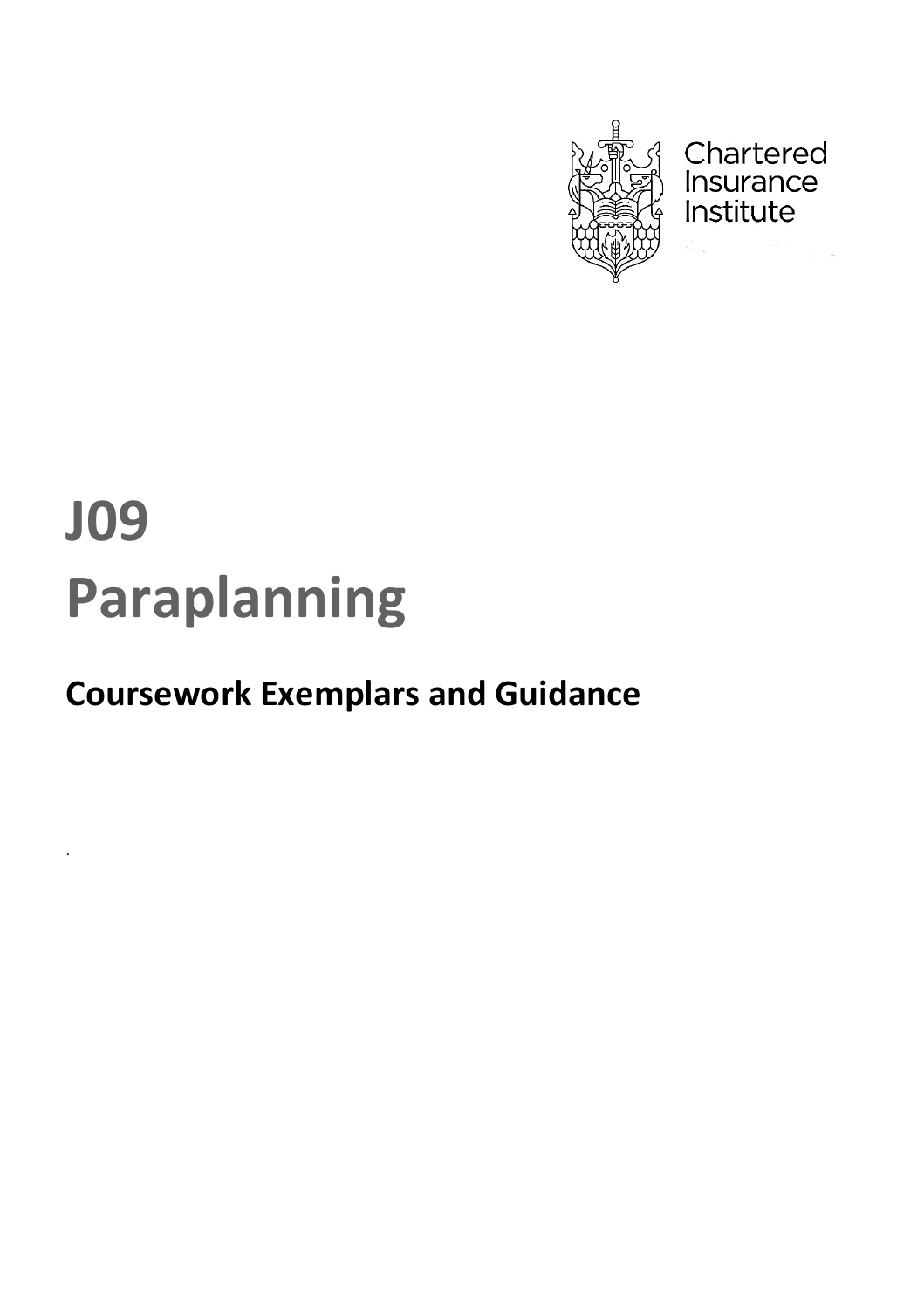Chartered Insurance Institute

# J09

# Paraplanning

## Coursework Exemplars and Guidance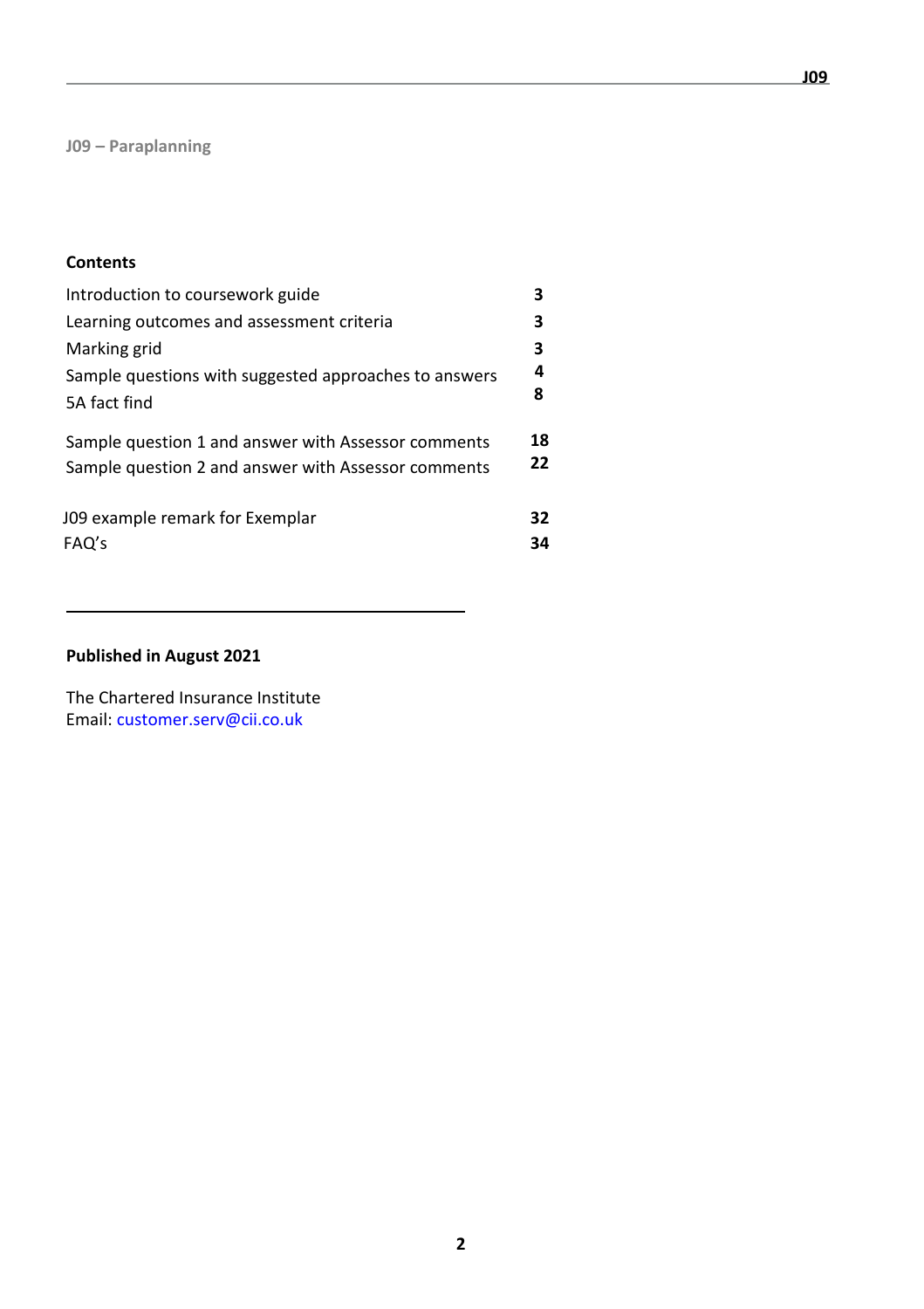J09 – Paraplanning

## Contents

| | |
|---|---|
| Introduction to coursework guide | **3** |
| Learning outcomes and assessment criteria | **3** |
| Marking grid | **3** |
| Sample questions with suggested approaches to answers | **4** |
| 5A fact find | **8** |
| Sample question 1 and answer with Assessor comments | **18** |
| Sample question 2 and answer with Assessor comments | **22** |
| J09 example remark for Exemplar | **32** |
| FAQ's | **34** |

**Published in August 2021**

The Chartered Insurance Institute
Email: customer.serv@cii.co.uk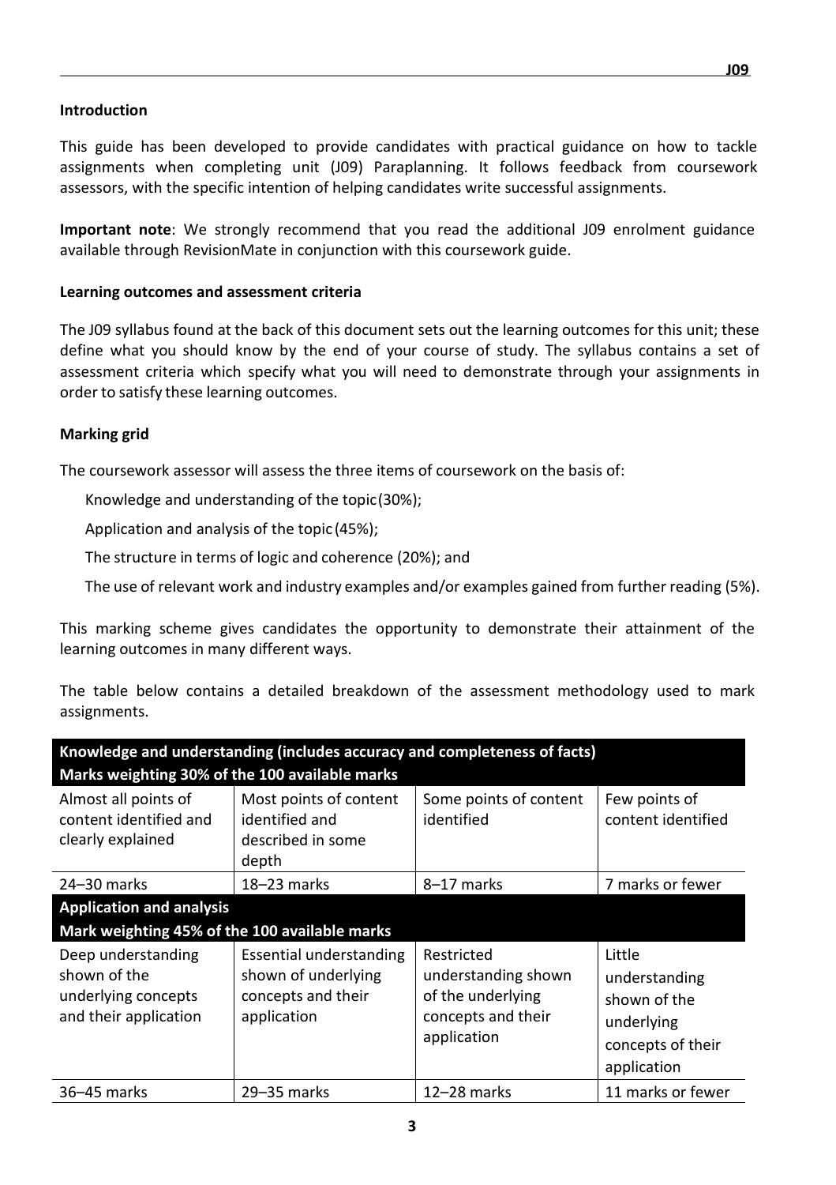## Introduction

This guide has been developed to provide candidates with practical guidance on how to tackle assignments when completing unit (J09) Paraplanning. It follows feedback from coursework assessors, with the specific intention of helping candidates write successful assignments.

**Important note**: We strongly recommend that you read the additional J09 enrolment guidance available through RevisionMate in conjunction with this coursework guide.

## Learning outcomes and assessment criteria

The J09 syllabus found at the back of this document sets out the learning outcomes for this unit; these define what you should know by the end of your course of study. The syllabus contains a set of assessment criteria which specify what you will need to demonstrate through your assignments in order to satisfy these learning outcomes.

## Marking grid

The coursework assessor will assess the three items of coursework on the basis of:

- Knowledge and understanding of the topic (30%);
- Application and analysis of the topic (45%);
- The structure in terms of logic and coherence (20%); and
- The use of relevant work and industry examples and/or examples gained from further reading (5%).

This marking scheme gives candidates the opportunity to demonstrate their attainment of the learning outcomes in many different ways.

The table below contains a detailed breakdown of the assessment methodology used to mark assignments.

| **Knowledge and understanding (includes accuracy and completeness of facts)** <br> **Marks weighting 30% of the 100 available marks** | | | |
|---|---|---|---|
| Almost all points of content identified and clearly explained | Most points of content identified and described in some depth | Some points of content identified | Few points of content identified |
| 24–30 marks | 18–23 marks | 8–17 marks | 7 marks or fewer |
| **Application and analysis** <br> **Mark weighting 45% of the 100 available marks** | | | |
| Deep understanding shown of the underlying concepts and their application | Essential understanding shown of underlying concepts and their application | Restricted understanding shown of the underlying concepts and their application | Little understanding shown of the underlying concepts of their application |
| 36–45 marks | 29–35 marks | 12–28 marks | 11 marks or fewer |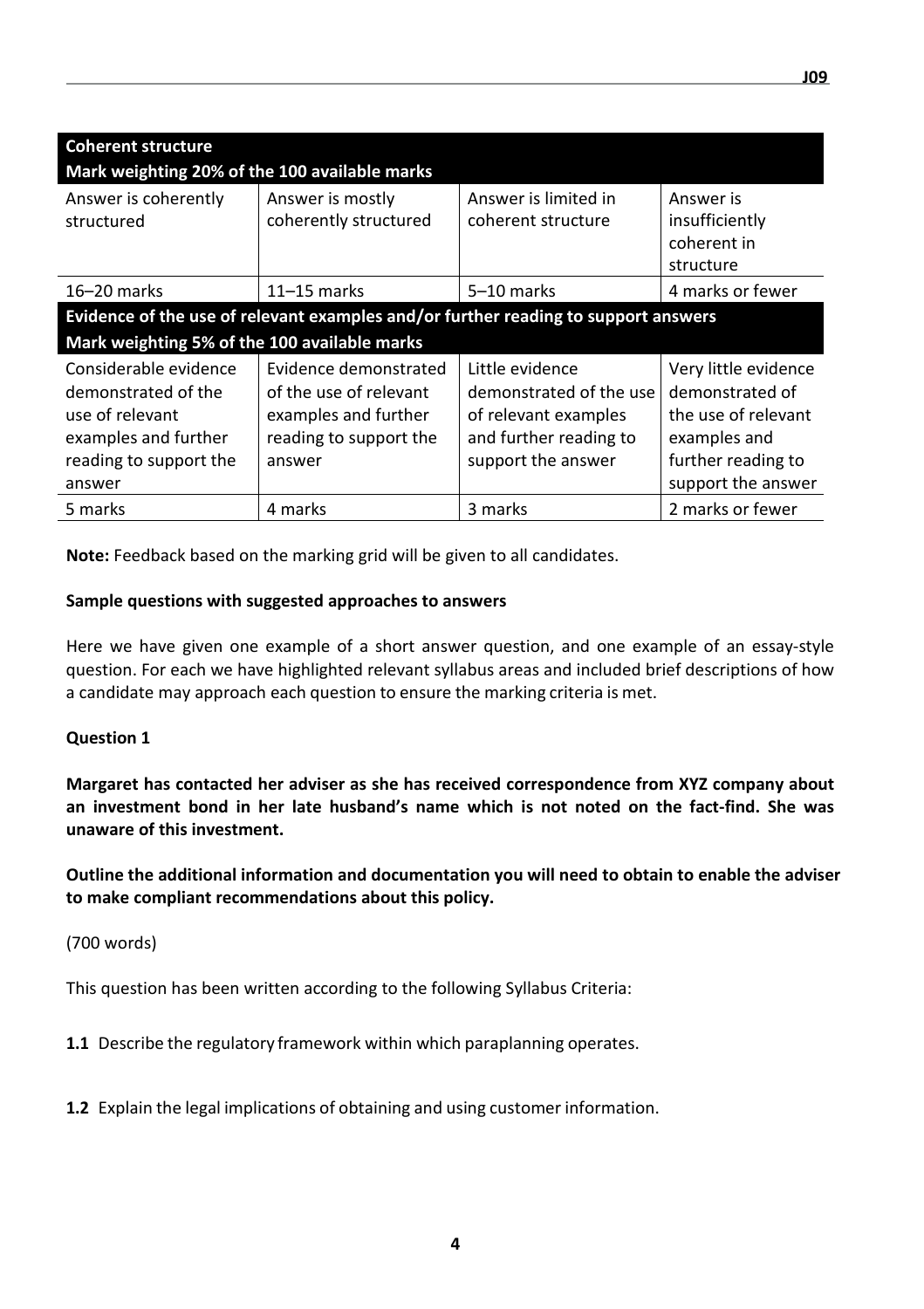| **Coherent structure** **Mark weighting 20% of the 100 available marks** | | | |
|---|---|---|---|
| Answer is coherently structured | Answer is mostly coherently structured | Answer is limited in coherent structure | Answer is insufficiently coherent in structure |
| 16–20 marks | 11–15 marks | 5–10 marks | 4 marks or fewer |
| **Evidence of the use of relevant examples and/or further reading to support answers** **Mark weighting 5% of the 100 available marks** | | | |
| Considerable evidence demonstrated of the use of relevant examples and further reading to support the answer | Evidence demonstrated of the use of relevant examples and further reading to support the answer | Little evidence demonstrated of the use of relevant examples and further reading to support the answer | Very little evidence demonstrated of the use of relevant examples and further reading to support the answer |
| 5 marks | 4 marks | 3 marks | 2 marks or fewer |

**Note:** Feedback based on the marking grid will be given to all candidates.

**Sample questions with suggested approaches to answers**

Here we have given one example of a short answer question, and one example of an essay-style question. For each we have highlighted relevant syllabus areas and included brief descriptions of how a candidate may approach each question to ensure the marking criteria is met.

**Question 1**

**Margaret has contacted her adviser as she has received correspondence from XYZ company about an investment bond in her late husband's name which is not noted on the fact-find. She was unaware of this investment.**

**Outline the additional information and documentation you will need to obtain to enable the adviser to make compliant recommendations about this policy.**

(700 words)

This question has been written according to the following Syllabus Criteria:

**1.1** Describe the regulatory framework within which paraplanning operates.

**1.2** Explain the legal implications of obtaining and using customer information.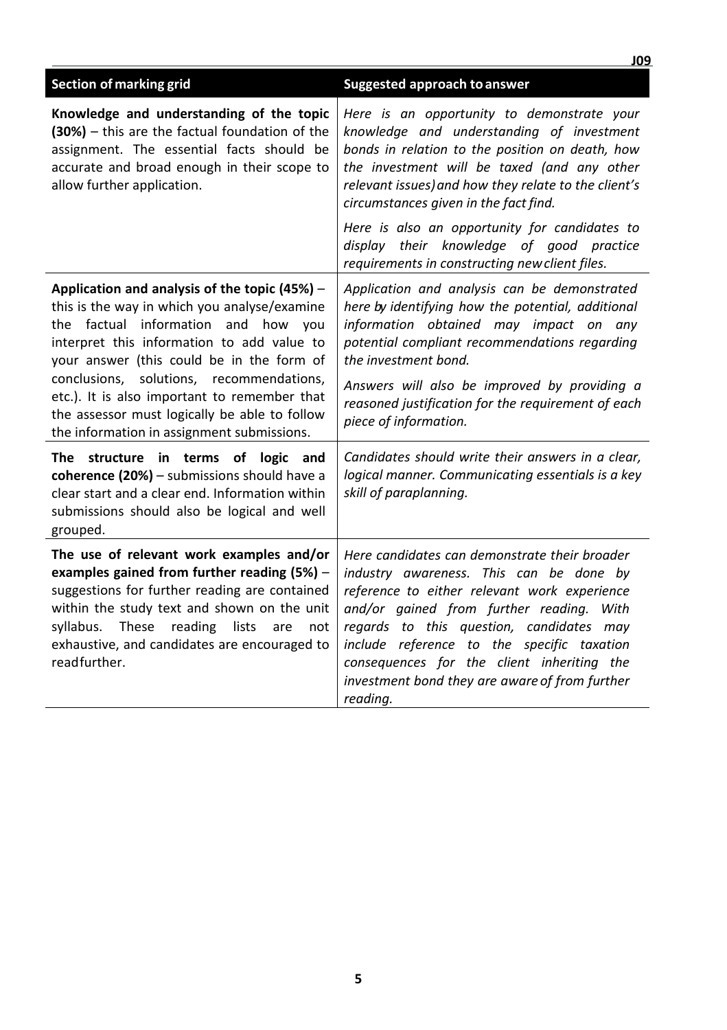| Section of marking grid | Suggested approach to answer |
|---|---|
| **Knowledge and understanding of the topic (30%)** – this are the factual foundation of the assignment. The essential facts should be accurate and broad enough in their scope to allow further application. | *Here is an opportunity to demonstrate your knowledge and understanding of investment bonds in relation to the position on death, how the investment will be taxed (and any other relevant issues) and how they relate to the client's circumstances given in the fact find.*<br><br>*Here is also an opportunity for candidates to display their knowledge of good practice requirements in constructing new client files.* |
| **Application and analysis of the topic (45%)** – this is the way in which you analyse/examine the factual information and how you interpret this information to add value to your answer (this could be in the form of conclusions, solutions, recommendations, etc.). It is also important to remember that the assessor must logically be able to follow the information in assignment submissions. | *Application and analysis can be demonstrated here by identifying how the potential, additional information obtained may impact on any potential compliant recommendations regarding the investment bond.*<br><br>*Answers will also be improved by providing a reasoned justification for the requirement of each piece of information.* |
| **The structure in terms of logic and coherence (20%)** – submissions should have a clear start and a clear end. Information within submissions should also be logical and well grouped. | *Candidates should write their answers in a clear, logical manner. Communicating essentials is a key skill of paraplanning.* |
| **The use of relevant work examples and/or examples gained from further reading (5%)** – suggestions for further reading are contained within the study text and shown on the unit syllabus. These reading lists are not exhaustive, and candidates are encouraged to read further. | *Here candidates can demonstrate their broader industry awareness. This can be done by reference to either relevant work experience and/or gained from further reading. With regards to this question, candidates may include reference to the specific taxation consequences for the client inheriting the investment bond they are aware of from further reading.* |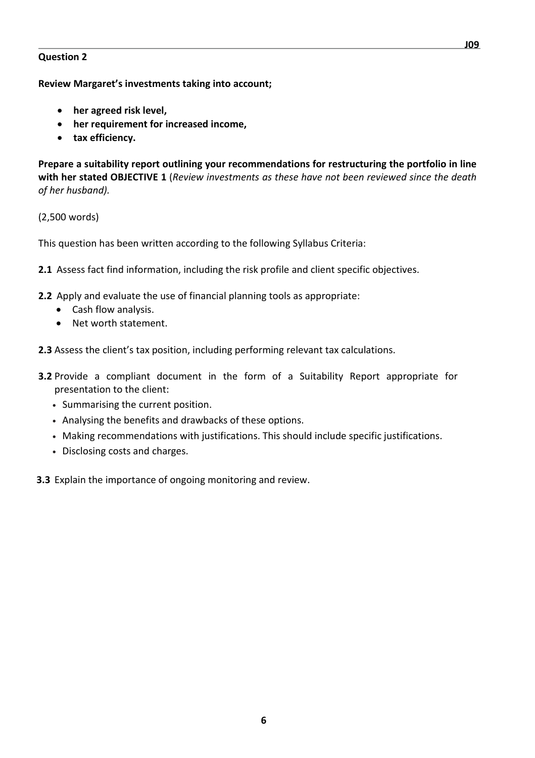## Question 2

**Review Margaret's investments taking into account;**

- **her agreed risk level,**
- **her requirement for increased income,**
- **tax efficiency.**

**Prepare a suitability report outlining your recommendations for restructuring the portfolio in line with her stated OBJECTIVE 1** (*Review investments as these have not been reviewed since the death of her husband).*

(2,500 words)

This question has been written according to the following Syllabus Criteria:

**2.1** Assess fact find information, including the risk profile and client specific objectives.

**2.2** Apply and evaluate the use of financial planning tools as appropriate:

- Cash flow analysis.
- Net worth statement.

**2.3** Assess the client's tax position, including performing relevant tax calculations.

**3.2** Provide a compliant document in the form of a Suitability Report appropriate for presentation to the client:

- Summarising the current position.
- Analysing the benefits and drawbacks of these options.
- Making recommendations with justifications. This should include specific justifications.
- Disclosing costs and charges.

**3.3** Explain the importance of ongoing monitoring and review.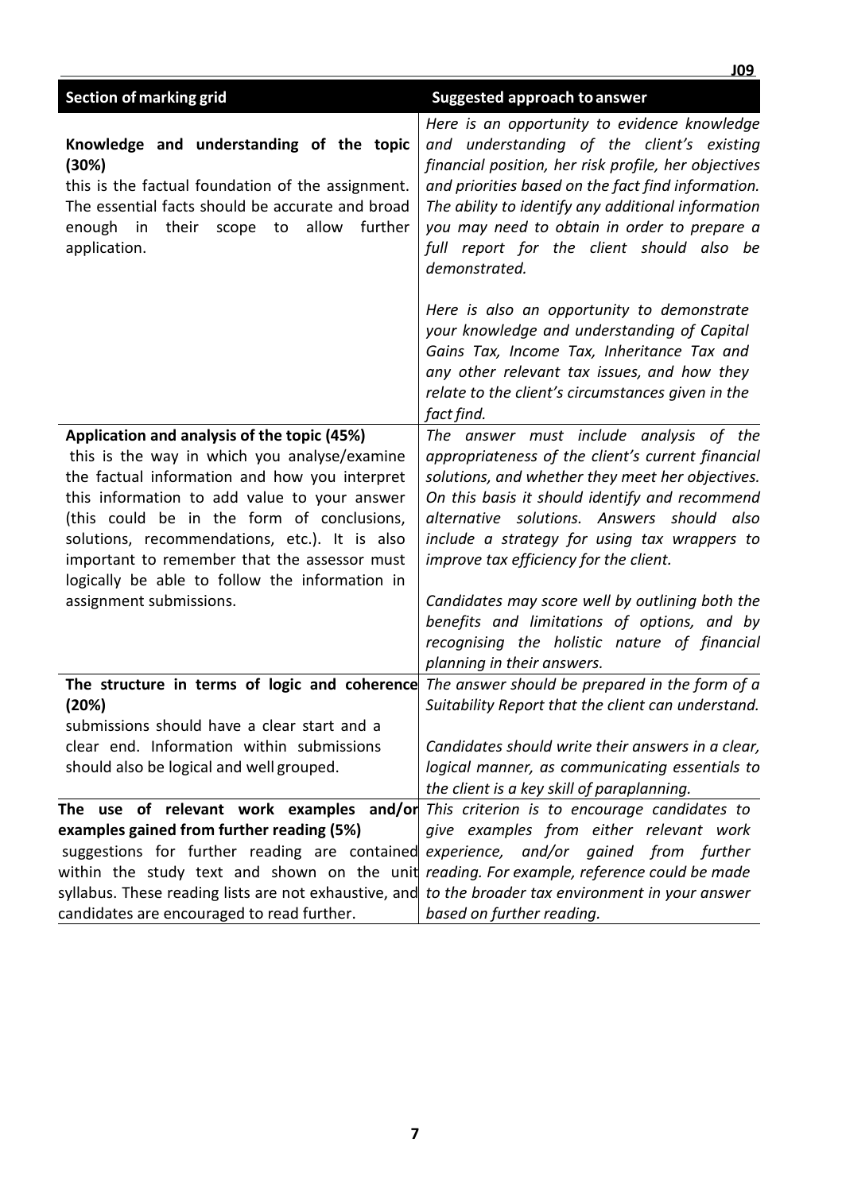| Section of marking grid | Suggested approach to answer |
| --- | --- |
| **Knowledge and understanding of the topic (30%)**<br>this is the factual foundation of the assignment. The essential facts should be accurate and broad enough in their scope to allow further application. | *Here is an opportunity to evidence knowledge and understanding of the client's existing financial position, her risk profile, her objectives and priorities based on the fact find information. The ability to identify any additional information you may need to obtain in order to prepare a full report for the client should also be demonstrated.*<br><br>*Here is also an opportunity to demonstrate your knowledge and understanding of Capital Gains Tax, Income Tax, Inheritance Tax and any other relevant tax issues, and how they relate to the client's circumstances given in the fact find.* |
| **Application and analysis of the topic (45%)**<br>this is the way in which you analyse/examine the factual information and how you interpret this information to add value to your answer (this could be in the form of conclusions, solutions, recommendations, etc.). It is also important to remember that the assessor must logically be able to follow the information in assignment submissions. | *The answer must include analysis of the appropriateness of the client's current financial solutions, and whether they meet her objectives. On this basis it should identify and recommend alternative solutions. Answers should also include a strategy for using tax wrappers to improve tax efficiency for the client.*<br><br>*Candidates may score well by outlining both the benefits and limitations of options, and by recognising the holistic nature of financial planning in their answers.* |
| **The structure in terms of logic and coherence (20%)**<br>submissions should have a clear start and a clear end. Information within submissions should also be logical and well grouped. | *The answer should be prepared in the form of a Suitability Report that the client can understand.*<br><br>*Candidates should write their answers in a clear, logical manner, as communicating essentials to the client is a key skill of paraplanning.* |
| **The use of relevant work examples and/or examples gained from further reading (5%)**<br>suggestions for further reading are contained within the study text and shown on the unit syllabus. These reading lists are not exhaustive, and candidates are encouraged to read further. | *This criterion is to encourage candidates to give examples from either relevant work experience, and/or gained from further reading. For example, reference could be made to the broader tax environment in your answer based on further reading.* |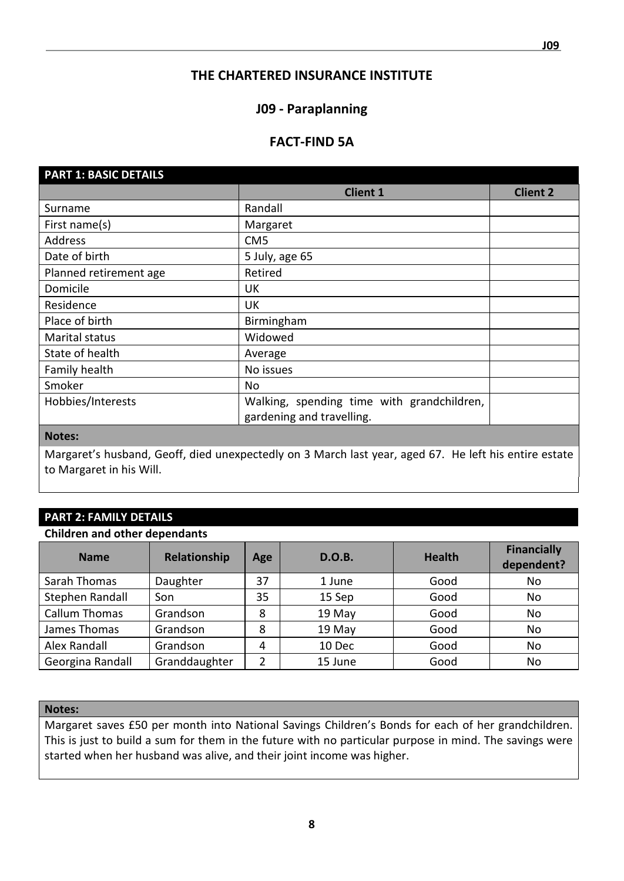# THE CHARTERED INSURANCE INSTITUTE

## J09 - Paraplanning

## FACT-FIND 5A

| PART 1: BASIC DETAILS | | |
|---|---|---|
| | **Client 1** | **Client 2** |
| Surname | Randall | |
| First name(s) | Margaret | |
| Address | CM5 | |
| Date of birth | 5 July, age 65 | |
| Planned retirement age | Retired | |
| Domicile | UK | |
| Residence | UK | |
| Place of birth | Birmingham | |
| Marital status | Widowed | |
| State of health | Average | |
| Family health | No issues | |
| Smoker | No | |
| Hobbies/Interests | Walking, spending time with grandchildren, gardening and travelling. | |

**Notes:**

Margaret's husband, Geoff, died unexpectedly on 3 March last year, aged 67. He left his entire estate to Margaret in his Will.

### PART 2: FAMILY DETAILS

**Children and other dependants**

| Name | Relationship | Age | D.O.B. | Health | Financially dependent? |
|---|---|---|---|---|---|
| Sarah Thomas | Daughter | 37 | 1 June | Good | No |
| Stephen Randall | Son | 35 | 15 Sep | Good | No |
| Callum Thomas | Grandson | 8 | 19 May | Good | No |
| James Thomas | Grandson | 8 | 19 May | Good | No |
| Alex Randall | Grandson | 4 | 10 Dec | Good | No |
| Georgina Randall | Granddaughter | 2 | 15 June | Good | No |

**Notes:**

Margaret saves £50 per month into National Savings Children's Bonds for each of her grandchildren. This is just to build a sum for them in the future with no particular purpose in mind. The savings were started when her husband was alive, and their joint income was higher.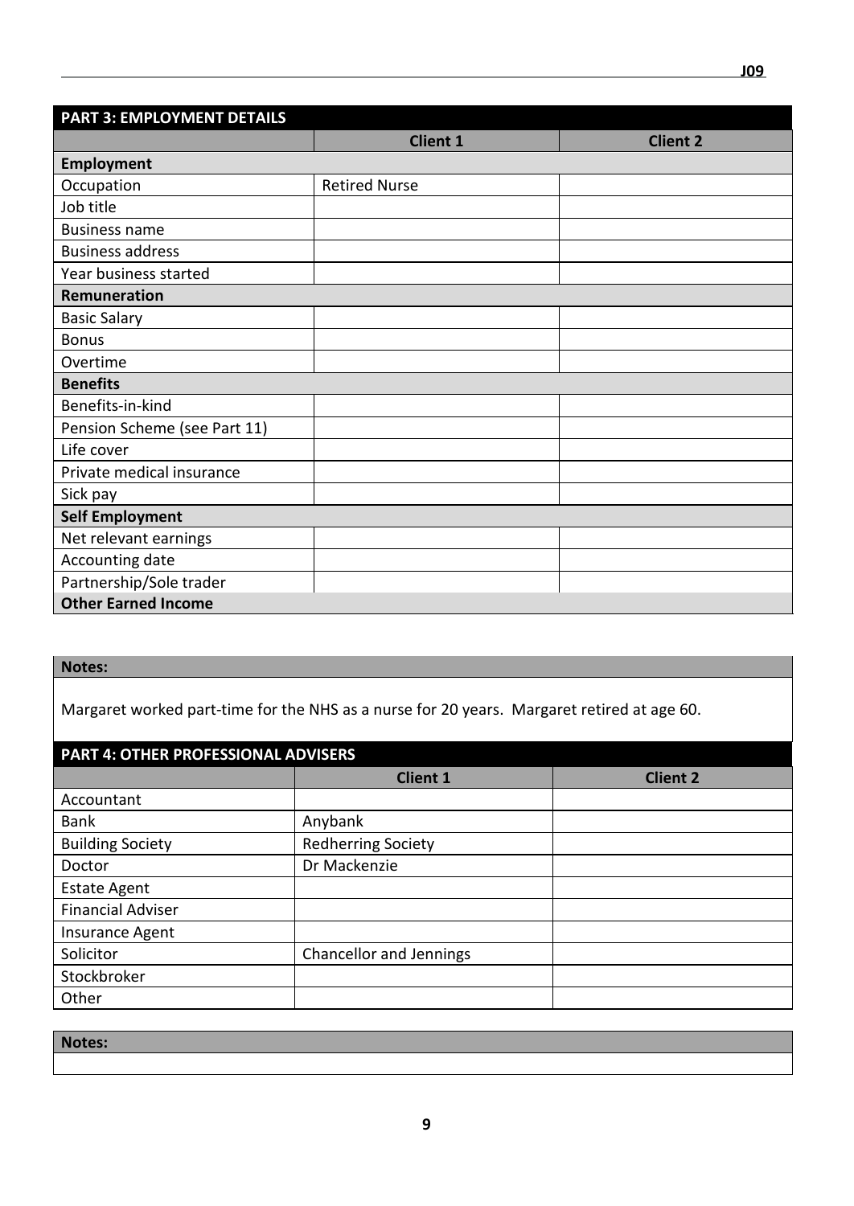## PART 3: EMPLOYMENT DETAILS

| | Client 1 | Client 2 |
|---|---|---|
| **Employment** | | |
| Occupation | Retired Nurse | |
| Job title | | |
| Business name | | |
| Business address | | |
| Year business started | | |
| **Remuneration** | | |
| Basic Salary | | |
| Bonus | | |
| Overtime | | |
| **Benefits** | | |
| Benefits-in-kind | | |
| Pension Scheme (see Part 11) | | |
| Life cover | | |
| Private medical insurance | | |
| Sick pay | | |
| **Self Employment** | | |
| Net relevant earnings | | |
| Accounting date | | |
| Partnership/Sole trader | | |
| **Other Earned Income** | | |

**Notes:**

Margaret worked part-time for the NHS as a nurse for 20 years. Margaret retired at age 60.

## PART 4: OTHER PROFESSIONAL ADVISERS

| | Client 1 | Client 2 |
|---|---|---|
| Accountant | | |
| Bank | Anybank | |
| Building Society | Redherring Society | |
| Doctor | Dr Mackenzie | |
| Estate Agent | | |
| Financial Adviser | | |
| Insurance Agent | | |
| Solicitor | Chancellor and Jennings | |
| Stockbroker | | |
| Other | | |

**Notes:**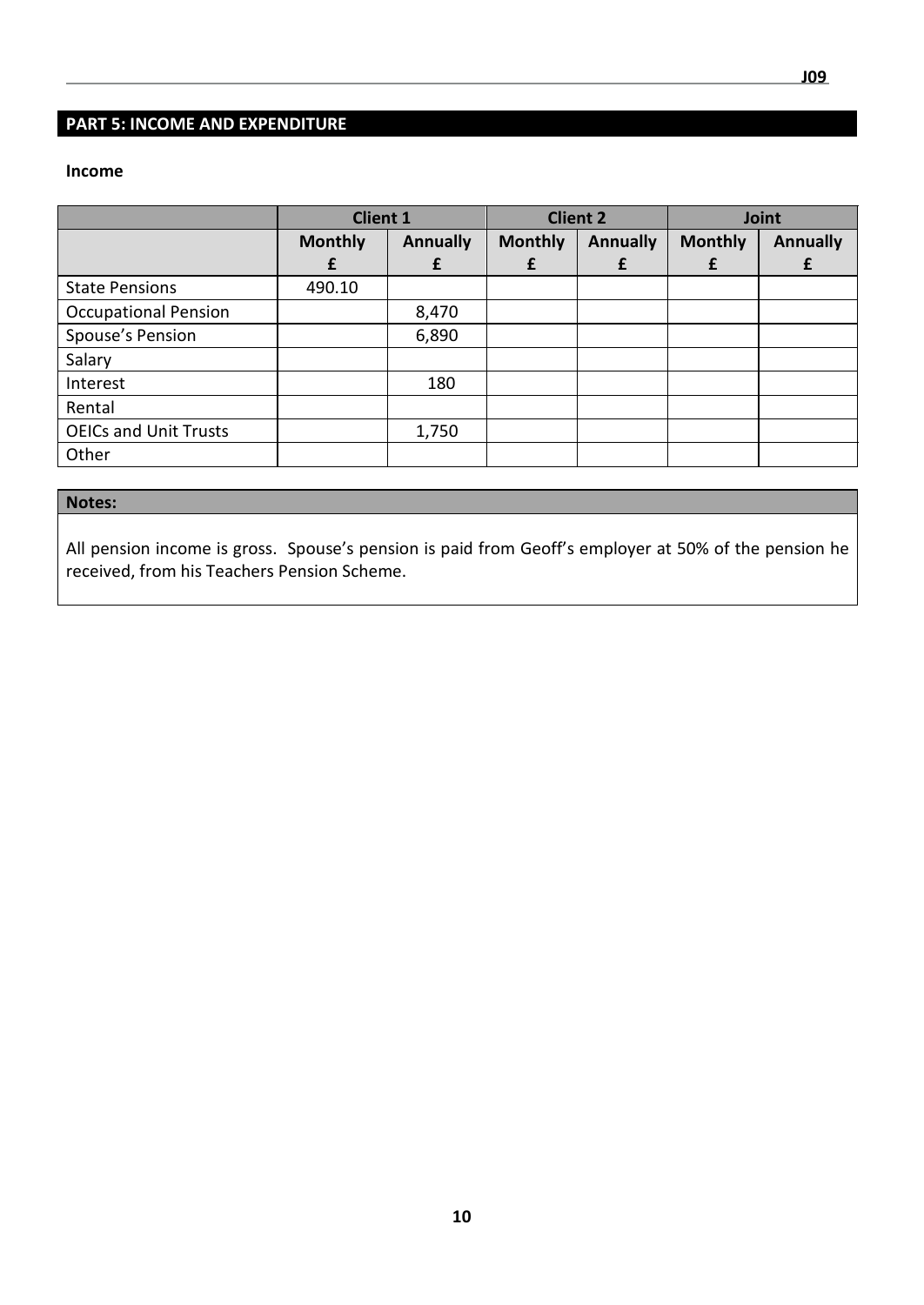## PART 5: INCOME AND EXPENDITURE

**Income**

| | Client 1 | | Client 2 | | Joint | |
|---|---|---|---|---|---|---|
| | **Monthly £** | **Annually £** | **Monthly £** | **Annually £** | **Monthly £** | **Annually £** |
| State Pensions | 490.10 | | | | | |
| Occupational Pension | | 8,470 | | | | |
| Spouse's Pension | | 6,890 | | | | |
| Salary | | | | | | |
| Interest | | 180 | | | | |
| Rental | | | | | | |
| OEICs and Unit Trusts | | 1,750 | | | | |
| Other | | | | | | |

**Notes:**

All pension income is gross. Spouse's pension is paid from Geoff's employer at 50% of the pension he received, from his Teachers Pension Scheme.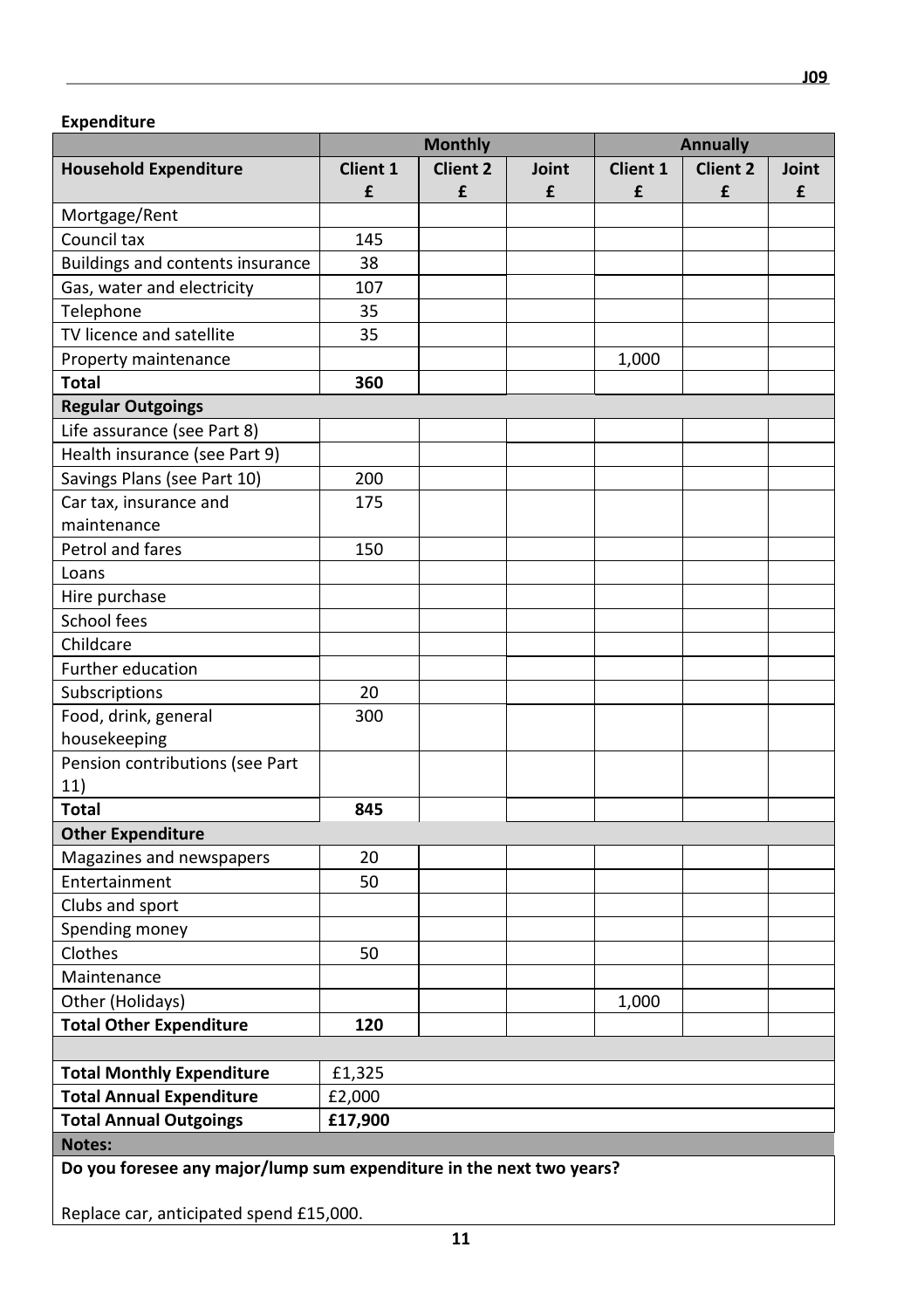**Expenditure**

| | Monthly | | | Annually | | |
|---|---|---|---|---|---|---|
| **Household Expenditure** | **Client 1 £** | **Client 2 £** | **Joint £** | **Client 1 £** | **Client 2 £** | **Joint £** |
| Mortgage/Rent | | | | | | |
| Council tax | 145 | | | | | |
| Buildings and contents insurance | 38 | | | | | |
| Gas, water and electricity | 107 | | | | | |
| Telephone | 35 | | | | | |
| TV licence and satellite | 35 | | | | | |
| Property maintenance | | | | 1,000 | | |
| **Total** | **360** | | | | | |
| **Regular Outgoings** | | | | | | |
| Life assurance (see Part 8) | | | | | | |
| Health insurance (see Part 9) | | | | | | |
| Savings Plans (see Part 10) | 200 | | | | | |
| Car tax, insurance and maintenance | 175 | | | | | |
| Petrol and fares | 150 | | | | | |
| Loans | | | | | | |
| Hire purchase | | | | | | |
| School fees | | | | | | |
| Childcare | | | | | | |
| Further education | | | | | | |
| Subscriptions | 20 | | | | | |
| Food, drink, general housekeeping | 300 | | | | | |
| Pension contributions (see Part 11) | | | | | | |
| **Total** | **845** | | | | | |
| **Other Expenditure** | | | | | | |
| Magazines and newspapers | 20 | | | | | |
| Entertainment | 50 | | | | | |
| Clubs and sport | | | | | | |
| Spending money | | | | | | |
| Clothes | 50 | | | | | |
| Maintenance | | | | | | |
| Other (Holidays) | | | | 1,000 | | |
| **Total Other Expenditure** | **120** | | | | | |
| | | | | | | |
| **Total Monthly Expenditure** | £1,325 | | | | | |
| **Total Annual Expenditure** | £2,000 | | | | | |
| **Total Annual Outgoings** | **£17,900** | | | | | |

**Notes:**

**Do you foresee any major/lump sum expenditure in the next two years?**

Replace car, anticipated spend £15,000.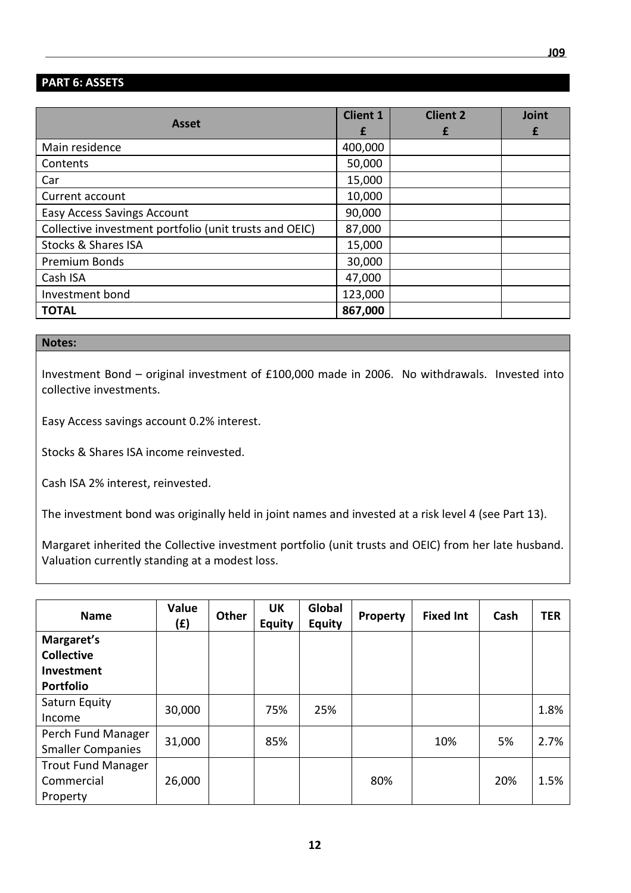## PART 6: ASSETS

| Asset | Client 1 £ | Client 2 £ | Joint £ |
|---|---|---|---|
| Main residence | 400,000 | | |
| Contents | 50,000 | | |
| Car | 15,000 | | |
| Current account | 10,000 | | |
| Easy Access Savings Account | 90,000 | | |
| Collective investment portfolio (unit trusts and OEIC) | 87,000 | | |
| Stocks & Shares ISA | 15,000 | | |
| Premium Bonds | 30,000 | | |
| Cash ISA | 47,000 | | |
| Investment bond | 123,000 | | |
| **TOTAL** | **867,000** | | |

**Notes:**

Investment Bond – original investment of £100,000 made in 2006. No withdrawals. Invested into collective investments.

Easy Access savings account 0.2% interest.

Stocks & Shares ISA income reinvested.

Cash ISA 2% interest, reinvested.

The investment bond was originally held in joint names and invested at a risk level 4 (see Part 13).

Margaret inherited the Collective investment portfolio (unit trusts and OEIC) from her late husband. Valuation currently standing at a modest loss.

| Name | Value (£) | Other | UK Equity | Global Equity | Property | Fixed Int | Cash | TER |
|---|---|---|---|---|---|---|---|---|
| **Margaret's Collective Investment Portfolio** | | | | | | | | |
| Saturn Equity Income | 30,000 | | 75% | 25% | | | | 1.8% |
| Perch Fund Manager Smaller Companies | 31,000 | | 85% | | | 10% | 5% | 2.7% |
| Trout Fund Manager Commercial Property | 26,000 | | | | 80% | | 20% | 1.5% |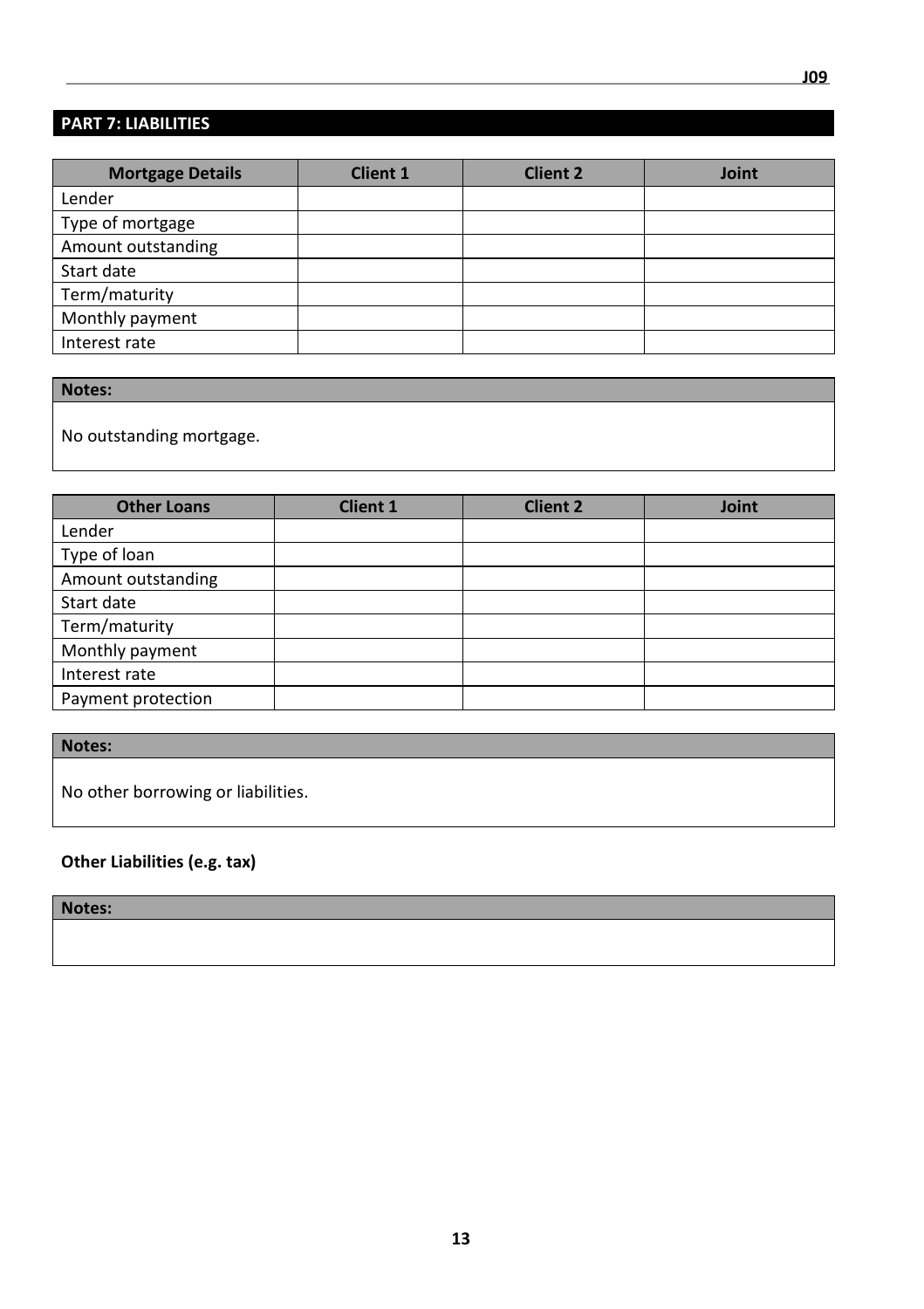## PART 7: LIABILITIES

| Mortgage Details | Client 1 | Client 2 | Joint |
|---|---|---|---|
| Lender | | | |
| Type of mortgage | | | |
| Amount outstanding | | | |
| Start date | | | |
| Term/maturity | | | |
| Monthly payment | | | |
| Interest rate | | | |

**Notes:**

No outstanding mortgage.

| Other Loans | Client 1 | Client 2 | Joint |
|---|---|---|---|
| Lender | | | |
| Type of loan | | | |
| Amount outstanding | | | |
| Start date | | | |
| Term/maturity | | | |
| Monthly payment | | | |
| Interest rate | | | |
| Payment protection | | | |

**Notes:**

No other borrowing or liabilities.

**Other Liabilities (e.g. tax)**

**Notes:**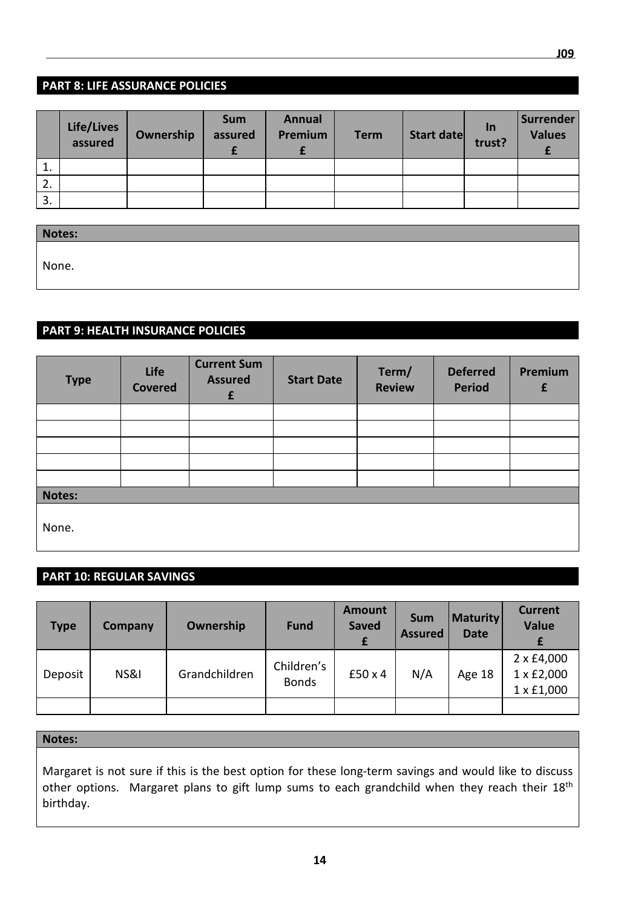## PART 8: LIFE ASSURANCE POLICIES

| | Life/Lives assured | Ownership | Sum assured £ | Annual Premium £ | Term | Start date | In trust? | Surrender Values £ |
|---|---|---|---|---|---|---|---|---|
| 1. | | | | | | | | |
| 2. | | | | | | | | |
| 3. | | | | | | | | |

**Notes:**

None.

## PART 9: HEALTH INSURANCE POLICIES

| Type | Life Covered | Current Sum Assured £ | Start Date | Term/ Review | Deferred Period | Premium £ |
|---|---|---|---|---|---|---|
| | | | | | | |
| | | | | | | |
| | | | | | | |
| | | | | | | |
| | | | | | | |

**Notes:**

None.

## PART 10: REGULAR SAVINGS

| Type | Company | Ownership | Fund | Amount Saved £ | Sum Assured | Maturity Date | Current Value £ |
|---|---|---|---|---|---|---|---|
| Deposit | NS&I | Grandchildren | Children's Bonds | £50 x 4 | N/A | Age 18 | 2 x £4,000<br>1 x £2,000<br>1 x £1,000 |
| | | | | | | | |

**Notes:**

Margaret is not sure if this is the best option for these long-term savings and would like to discuss other options. Margaret plans to gift lump sums to each grandchild when they reach their 18th birthday.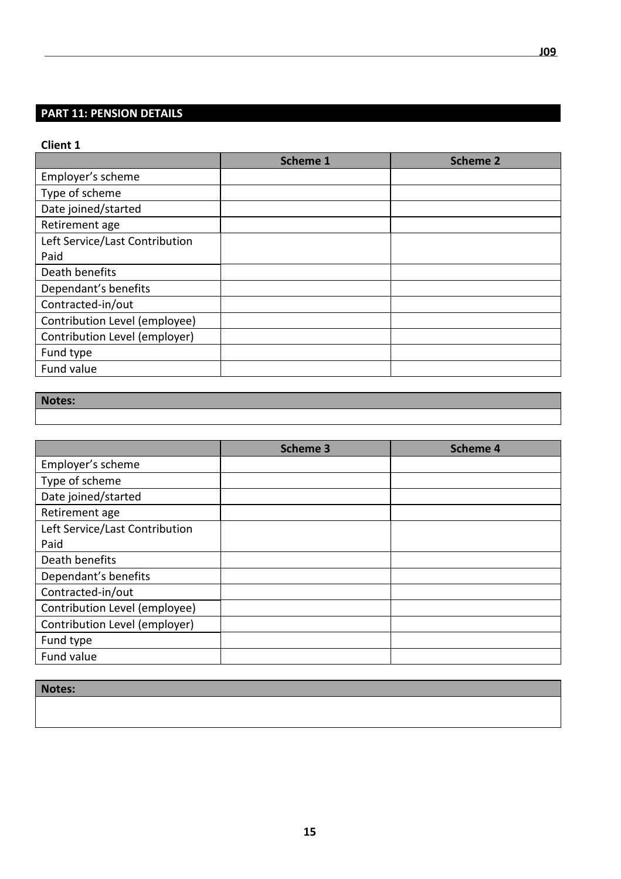## PART 11: PENSION DETAILS

**Client 1**

| | Scheme 1 | Scheme 2 |
|---|---|---|
| Employer's scheme | | |
| Type of scheme | | |
| Date joined/started | | |
| Retirement age | | |
| Left Service/Last Contribution Paid | | |
| Death benefits | | |
| Dependant's benefits | | |
| Contracted-in/out | | |
| Contribution Level (employee) | | |
| Contribution Level (employer) | | |
| Fund type | | |
| Fund value | | |

| Notes: |
|---|
| |

| | Scheme 3 | Scheme 4 |
|---|---|---|
| Employer's scheme | | |
| Type of scheme | | |
| Date joined/started | | |
| Retirement age | | |
| Left Service/Last Contribution Paid | | |
| Death benefits | | |
| Dependant's benefits | | |
| Contracted-in/out | | |
| Contribution Level (employee) | | |
| Contribution Level (employer) | | |
| Fund type | | |
| Fund value | | |

| Notes: |
|---|
| |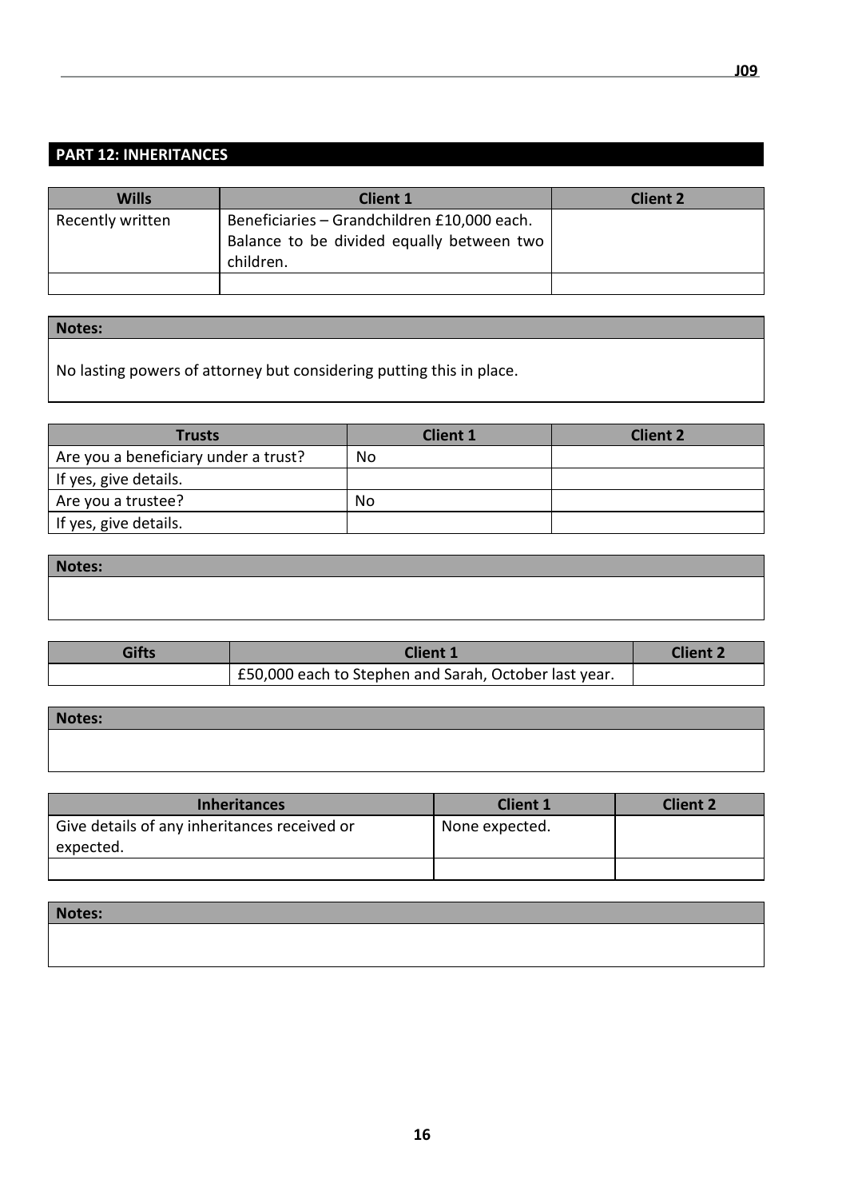## PART 12: INHERITANCES

| Wills | Client 1 | Client 2 |
|---|---|---|
| Recently written | Beneficiaries – Grandchildren £10,000 each. Balance to be divided equally between two children. | |
| | | |

| Notes: |
|---|
| No lasting powers of attorney but considering putting this in place. |

| Trusts | Client 1 | Client 2 |
|---|---|---|
| Are you a beneficiary under a trust? | No | |
| If yes, give details. | | |
| Are you a trustee? | No | |
| If yes, give details. | | |

| Notes: |
|---|
| |

| Gifts | Client 1 | Client 2 |
|---|---|---|
| | £50,000 each to Stephen and Sarah, October last year. | |

| Notes: |
|---|
| |

| Inheritances | Client 1 | Client 2 |
|---|---|---|
| Give details of any inheritances received or expected. | None expected. | |
| | | |

| Notes: |
|---|
| |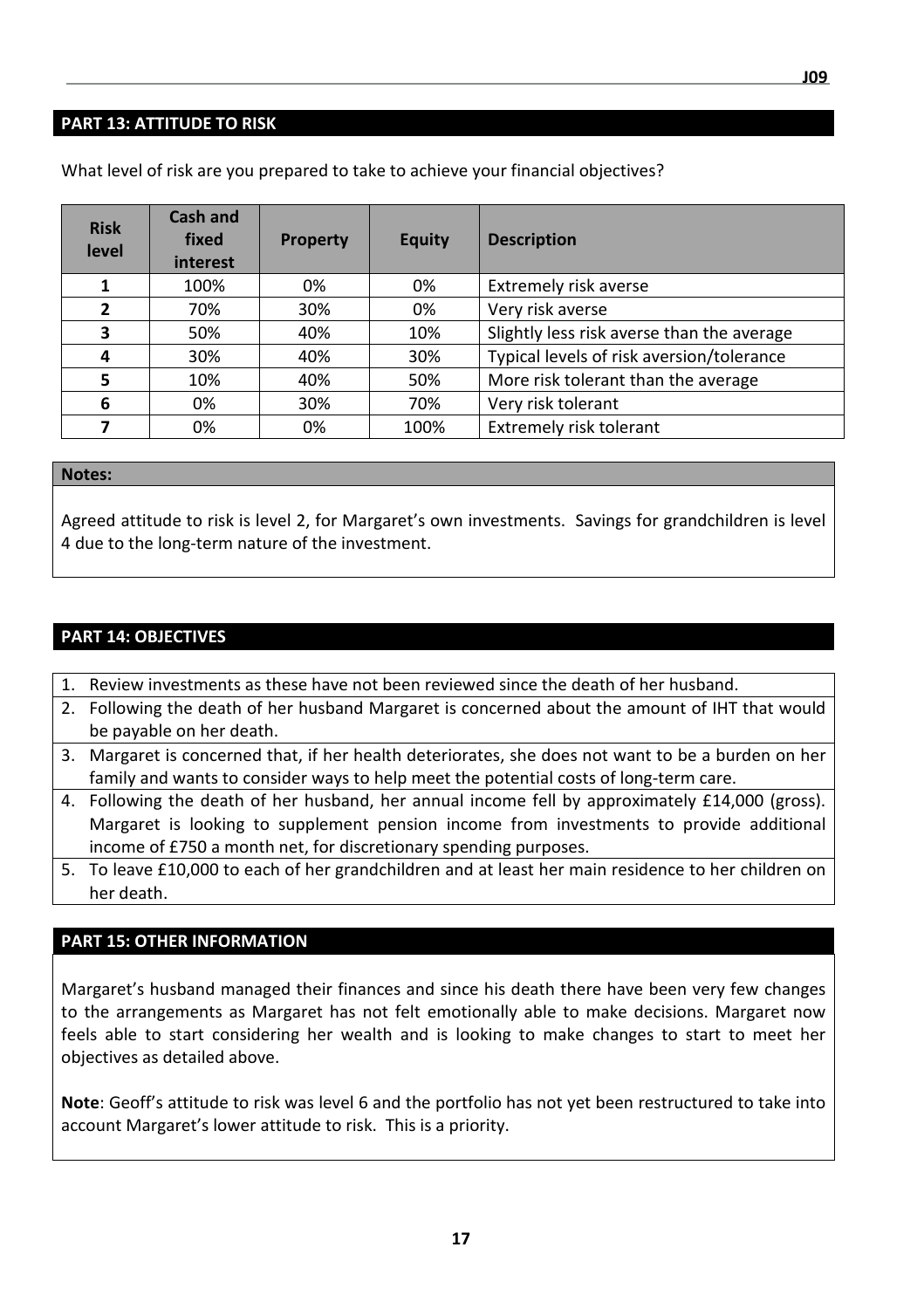## PART 13: ATTITUDE TO RISK

What level of risk are you prepared to take to achieve your financial objectives?

| Risk level | Cash and fixed interest | Property | Equity | Description |
|---|---|---|---|---|
| 1 | 100% | 0% | 0% | Extremely risk averse |
| 2 | 70% | 30% | 0% | Very risk averse |
| 3 | 50% | 40% | 10% | Slightly less risk averse than the average |
| 4 | 30% | 40% | 30% | Typical levels of risk aversion/tolerance |
| 5 | 10% | 40% | 50% | More risk tolerant than the average |
| 6 | 0% | 30% | 70% | Very risk tolerant |
| 7 | 0% | 0% | 100% | Extremely risk tolerant |

**Notes:**

Agreed attitude to risk is level 2, for Margaret's own investments. Savings for grandchildren is level 4 due to the long-term nature of the investment.

## PART 14: OBJECTIVES

1. Review investments as these have not been reviewed since the death of her husband.
2. Following the death of her husband Margaret is concerned about the amount of IHT that would be payable on her death.
3. Margaret is concerned that, if her health deteriorates, she does not want to be a burden on her family and wants to consider ways to help meet the potential costs of long-term care.
4. Following the death of her husband, her annual income fell by approximately £14,000 (gross). Margaret is looking to supplement pension income from investments to provide additional income of £750 a month net, for discretionary spending purposes.
5. To leave £10,000 to each of her grandchildren and at least her main residence to her children on her death.

## PART 15: OTHER INFORMATION

Margaret's husband managed their finances and since his death there have been very few changes to the arrangements as Margaret has not felt emotionally able to make decisions. Margaret now feels able to start considering her wealth and is looking to make changes to start to meet her objectives as detailed above.

**Note**: Geoff's attitude to risk was level 6 and the portfolio has not yet been restructured to take into account Margaret's lower attitude to risk. This is a priority.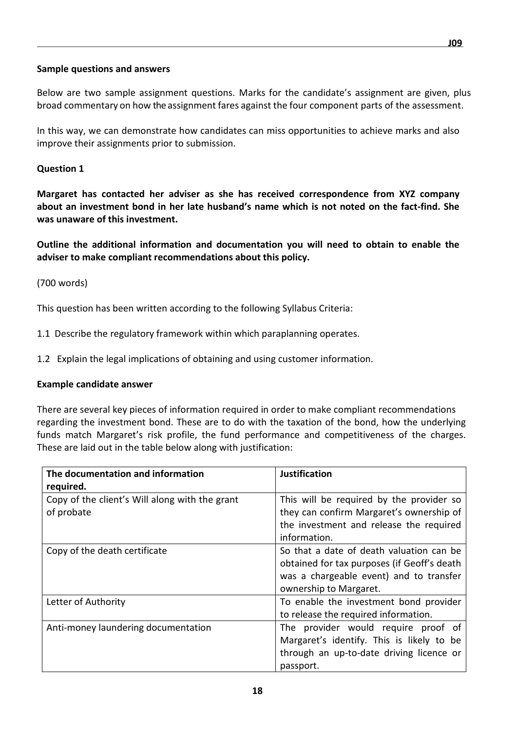**Sample questions and answers**

Below are two sample assignment questions. Marks for the candidate's assignment are given, plus broad commentary on how the assignment fares against the four component parts of the assessment.

In this way, we can demonstrate how candidates can miss opportunities to achieve marks and also improve their assignments prior to submission.

**Question 1**

**Margaret has contacted her adviser as she has received correspondence from XYZ company about an investment bond in her late husband's name which is not noted on the fact-find. She was unaware of this investment.**

**Outline the additional information and documentation you will need to obtain to enable the adviser to make compliant recommendations about this policy.**

(700 words)

This question has been written according to the following Syllabus Criteria:

1.1 Describe the regulatory framework within which paraplanning operates.

1.2 Explain the legal implications of obtaining and using customer information.

**Example candidate answer**

There are several key pieces of information required in order to make compliant recommendations regarding the investment bond. These are to do with the taxation of the bond, how the underlying funds match Margaret's risk profile, the fund performance and competitiveness of the charges. These are laid out in the table below along with justification:

| The documentation and information required. | Justification |
|---|---|
| Copy of the client's Will along with the grant of probate | This will be required by the provider so they can confirm Margaret's ownership of the investment and release the required information. |
| Copy of the death certificate | So that a date of death valuation can be obtained for tax purposes (if Geoff's death was a chargeable event) and to transfer ownership to Margaret. |
| Letter of Authority | To enable the investment bond provider to release the required information. |
| Anti-money laundering documentation | The provider would require proof of Margaret's identify. This is likely to be through an up-to-date driving licence or passport. |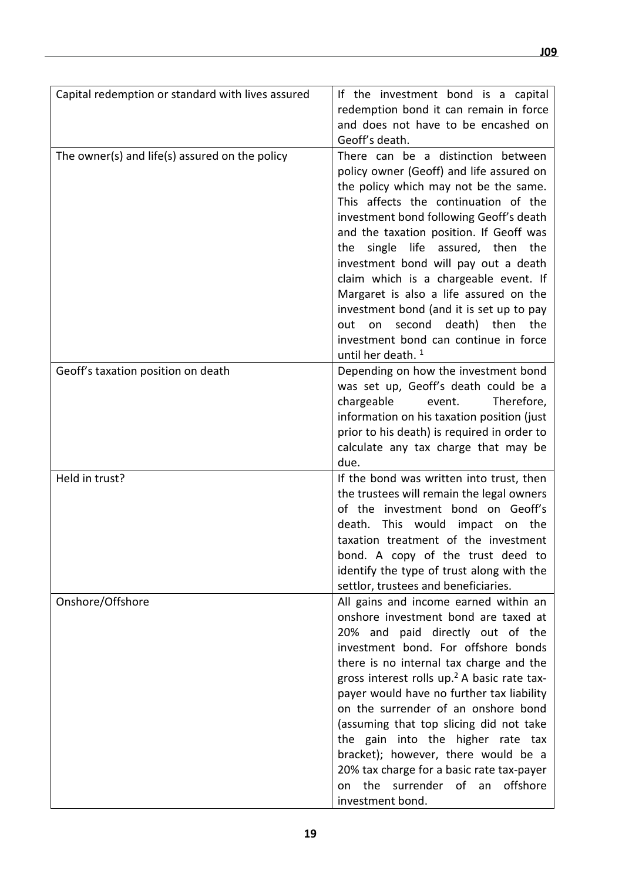| | |
|---|---|
| Capital redemption or standard with lives assured | If the investment bond is a capital redemption bond it can remain in force and does not have to be encashed on Geoff's death. |
| The owner(s) and life(s) assured on the policy | There can be a distinction between policy owner (Geoff) and life assured on the policy which may not be the same. This affects the continuation of the investment bond following Geoff's death and the taxation position. If Geoff was the single life assured, then the investment bond will pay out a death claim which is a chargeable event. If Margaret is also a life assured on the investment bond (and it is set up to pay out on second death) then the investment bond can continue in force until her death. [1] |
| Geoff's taxation position on death | Depending on how the investment bond was set up, Geoff's death could be a chargeable event. Therefore, information on his taxation position (just prior to his death) is required in order to calculate any tax charge that may be due. |
| Held in trust? | If the bond was written into trust, then the trustees will remain the legal owners of the investment bond on Geoff's death. This would impact on the taxation treatment of the investment bond. A copy of the trust deed to identify the type of trust along with the settlor, trustees and beneficiaries. |
| Onshore/Offshore | All gains and income earned within an onshore investment bond are taxed at 20% and paid directly out of the investment bond. For offshore bonds there is no internal tax charge and the gross interest rolls up.[2] A basic rate tax-payer would have no further tax liability on the surrender of an onshore bond (assuming that top slicing did not take the gain into the higher rate tax bracket); however, there would be a 20% tax charge for a basic rate tax-payer on the surrender of an offshore investment bond. |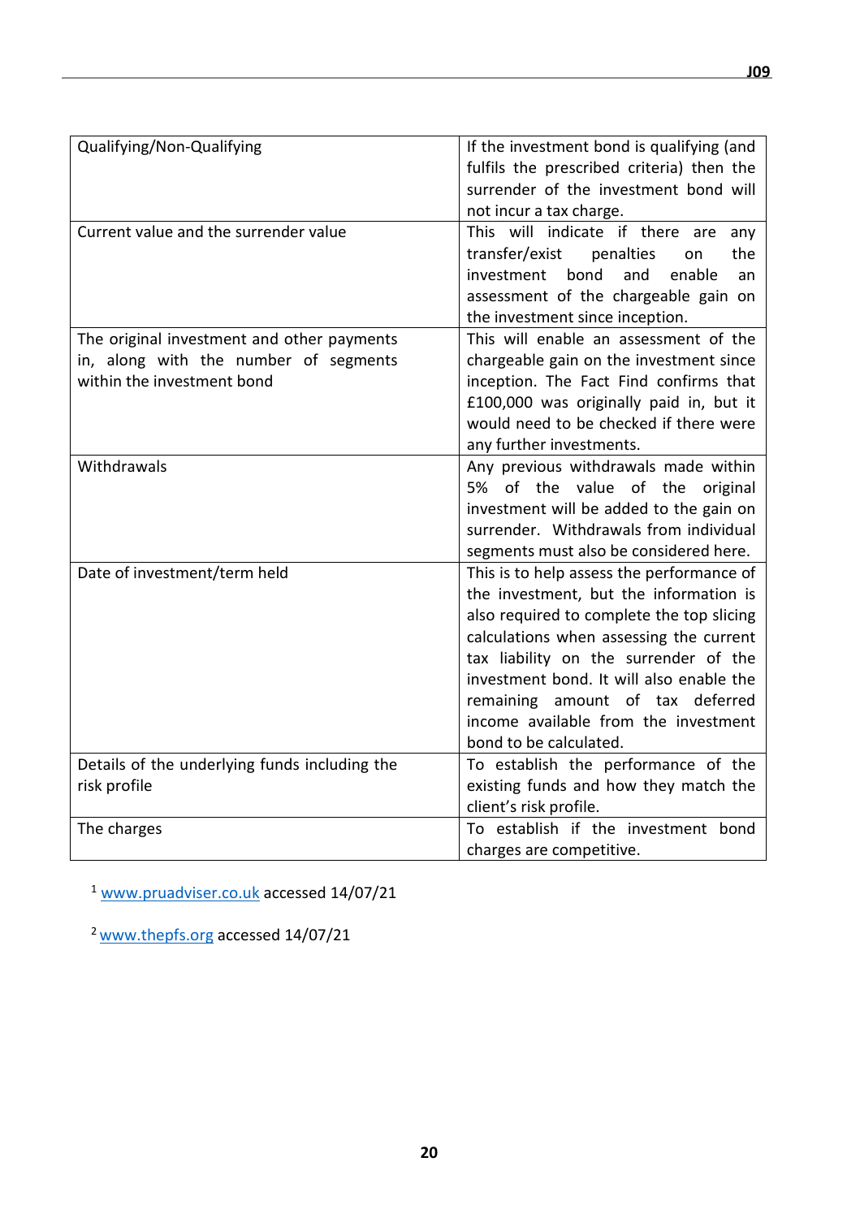| Qualifying/Non-Qualifying | If the investment bond is qualifying (and fulfils the prescribed criteria) then the surrender of the investment bond will not incur a tax charge. |
| --- | --- |
| Current value and the surrender value | This will indicate if there are any transfer/exist penalties on the investment bond and enable an assessment of the chargeable gain on the investment since inception. |
| The original investment and other payments in, along with the number of segments within the investment bond | This will enable an assessment of the chargeable gain on the investment since inception. The Fact Find confirms that £100,000 was originally paid in, but it would need to be checked if there were any further investments. |
| Withdrawals | Any previous withdrawals made within 5% of the value of the original investment will be added to the gain on surrender. Withdrawals from individual segments must also be considered here. |
| Date of investment/term held | This is to help assess the performance of the investment, but the information is also required to complete the top slicing calculations when assessing the current tax liability on the surrender of the investment bond. It will also enable the remaining amount of tax deferred income available from the investment bond to be calculated. |
| Details of the underlying funds including the risk profile | To establish the performance of the existing funds and how they match the client's risk profile. |
| The charges | To establish if the investment bond charges are competitive. |

[1] www.pruadviser.co.uk accessed 14/07/21

[2] www.thepfs.org accessed 14/07/21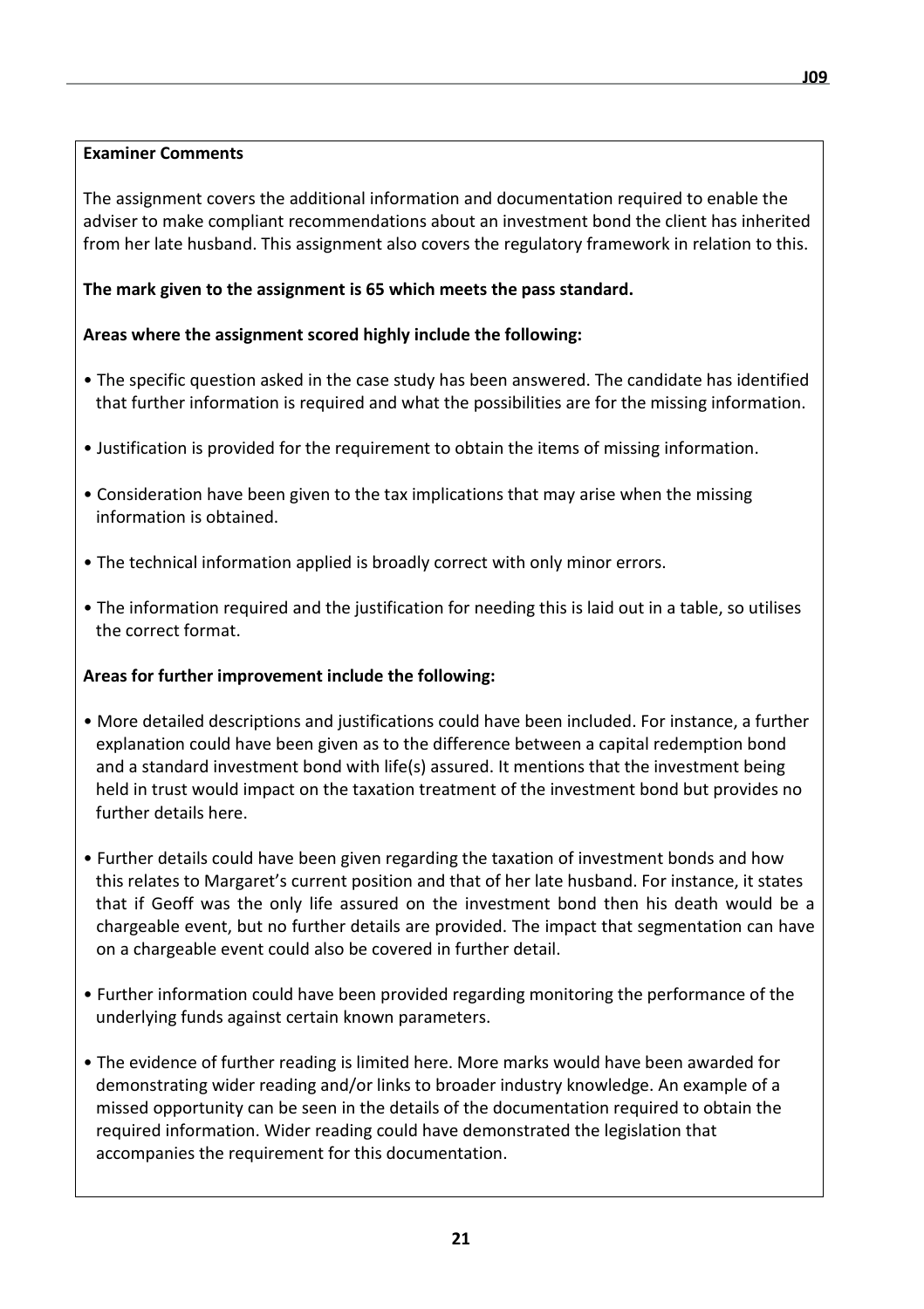**Examiner Comments**

The assignment covers the additional information and documentation required to enable the adviser to make compliant recommendations about an investment bond the client has inherited from her late husband. This assignment also covers the regulatory framework in relation to this.

**The mark given to the assignment is 65 which meets the pass standard.**

**Areas where the assignment scored highly include the following:**

- The specific question asked in the case study has been answered. The candidate has identified that further information is required and what the possibilities are for the missing information.
- Justification is provided for the requirement to obtain the items of missing information.
- Consideration have been given to the tax implications that may arise when the missing information is obtained.
- The technical information applied is broadly correct with only minor errors.
- The information required and the justification for needing this is laid out in a table, so utilises the correct format.

**Areas for further improvement include the following:**

- More detailed descriptions and justifications could have been included. For instance, a further explanation could have been given as to the difference between a capital redemption bond and a standard investment bond with life(s) assured. It mentions that the investment being held in trust would impact on the taxation treatment of the investment bond but provides no further details here.
- Further details could have been given regarding the taxation of investment bonds and how this relates to Margaret's current position and that of her late husband. For instance, it states that if Geoff was the only life assured on the investment bond then his death would be a chargeable event, but no further details are provided. The impact that segmentation can have on a chargeable event could also be covered in further detail.
- Further information could have been provided regarding monitoring the performance of the underlying funds against certain known parameters.
- The evidence of further reading is limited here. More marks would have been awarded for demonstrating wider reading and/or links to broader industry knowledge. An example of a missed opportunity can be seen in the details of the documentation required to obtain the required information. Wider reading could have demonstrated the legislation that accompanies the requirement for this documentation.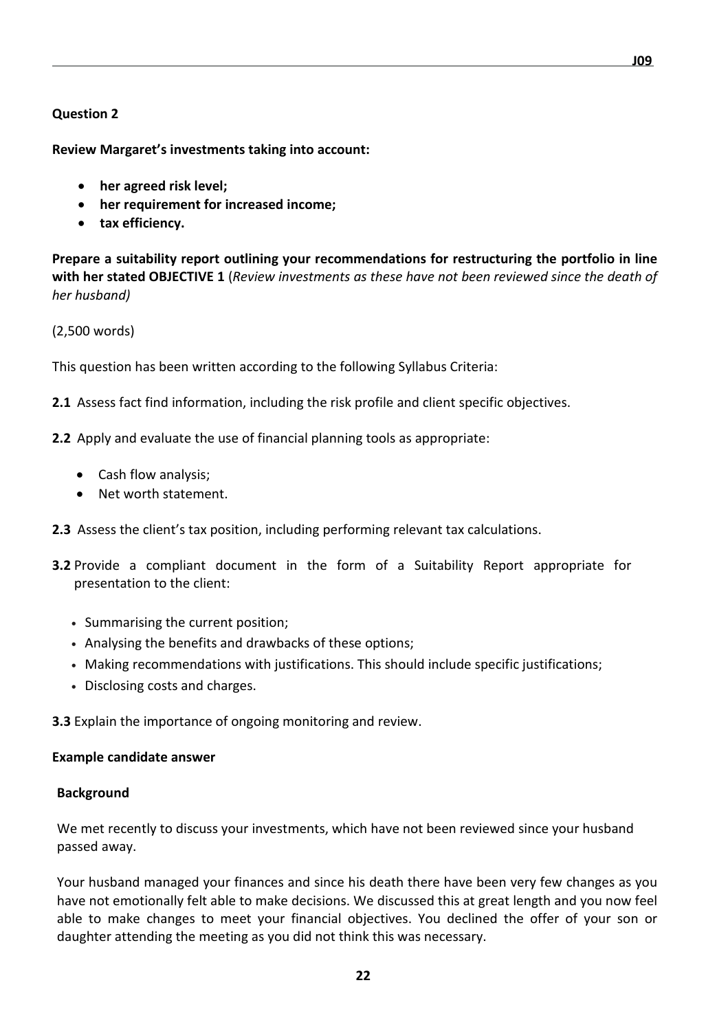**Question 2**

**Review Margaret's investments taking into account:**

- **her agreed risk level;**
- **her requirement for increased income;**
- **tax efficiency.**

**Prepare a suitability report outlining your recommendations for restructuring the portfolio in line with her stated OBJECTIVE 1** (*Review investments as these have not been reviewed since the death of her husband)*

(2,500 words)

This question has been written according to the following Syllabus Criteria:

**2.1** Assess fact find information, including the risk profile and client specific objectives.

**2.2** Apply and evaluate the use of financial planning tools as appropriate:

- Cash flow analysis;
- Net worth statement.

**2.3** Assess the client's tax position, including performing relevant tax calculations.

**3.2** Provide a compliant document in the form of a Suitability Report appropriate for presentation to the client:

- Summarising the current position;
- Analysing the benefits and drawbacks of these options;
- Making recommendations with justifications. This should include specific justifications;
- Disclosing costs and charges.

**3.3** Explain the importance of ongoing monitoring and review.

**Example candidate answer**

**Background**

We met recently to discuss your investments, which have not been reviewed since your husband passed away.

Your husband managed your finances and since his death there have been very few changes as you have not emotionally felt able to make decisions. We discussed this at great length and you now feel able to make changes to meet your financial objectives. You declined the offer of your son or daughter attending the meeting as you did not think this was necessary.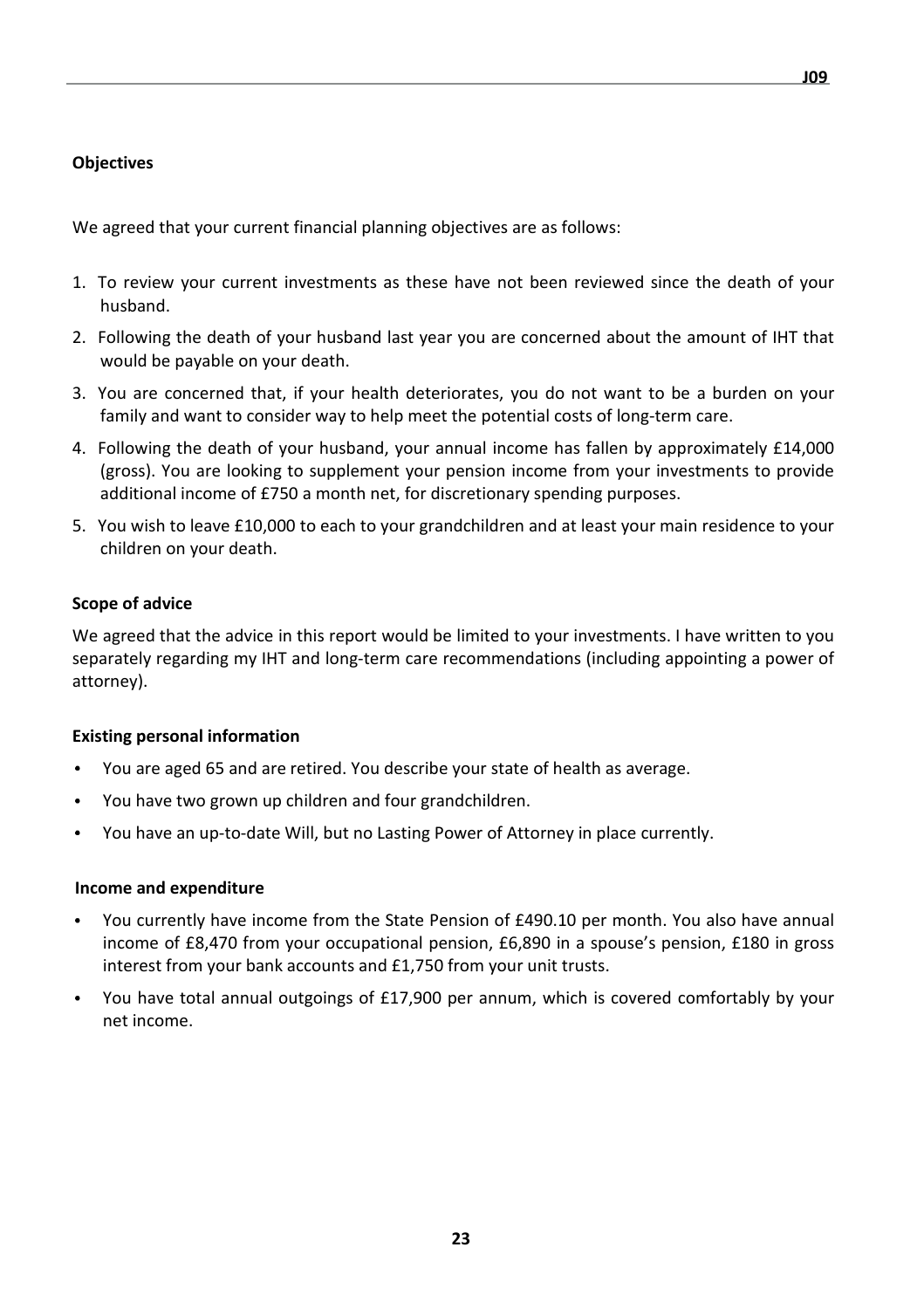### Objectives

We agreed that your current financial planning objectives are as follows:

1. To review your current investments as these have not been reviewed since the death of your husband.
2. Following the death of your husband last year you are concerned about the amount of IHT that would be payable on your death.
3. You are concerned that, if your health deteriorates, you do not want to be a burden on your family and want to consider way to help meet the potential costs of long-term care.
4. Following the death of your husband, your annual income has fallen by approximately £14,000 (gross). You are looking to supplement your pension income from your investments to provide additional income of £750 a month net, for discretionary spending purposes.
5. You wish to leave £10,000 to each to your grandchildren and at least your main residence to your children on your death.

### Scope of advice

We agreed that the advice in this report would be limited to your investments. I have written to you separately regarding my IHT and long-term care recommendations (including appointing a power of attorney).

### Existing personal information

- You are aged 65 and are retired. You describe your state of health as average.
- You have two grown up children and four grandchildren.
- You have an up-to-date Will, but no Lasting Power of Attorney in place currently.

### Income and expenditure

- You currently have income from the State Pension of £490.10 per month. You also have annual income of £8,470 from your occupational pension, £6,890 in a spouse's pension, £180 in gross interest from your bank accounts and £1,750 from your unit trusts.
- You have total annual outgoings of £17,900 per annum, which is covered comfortably by your net income.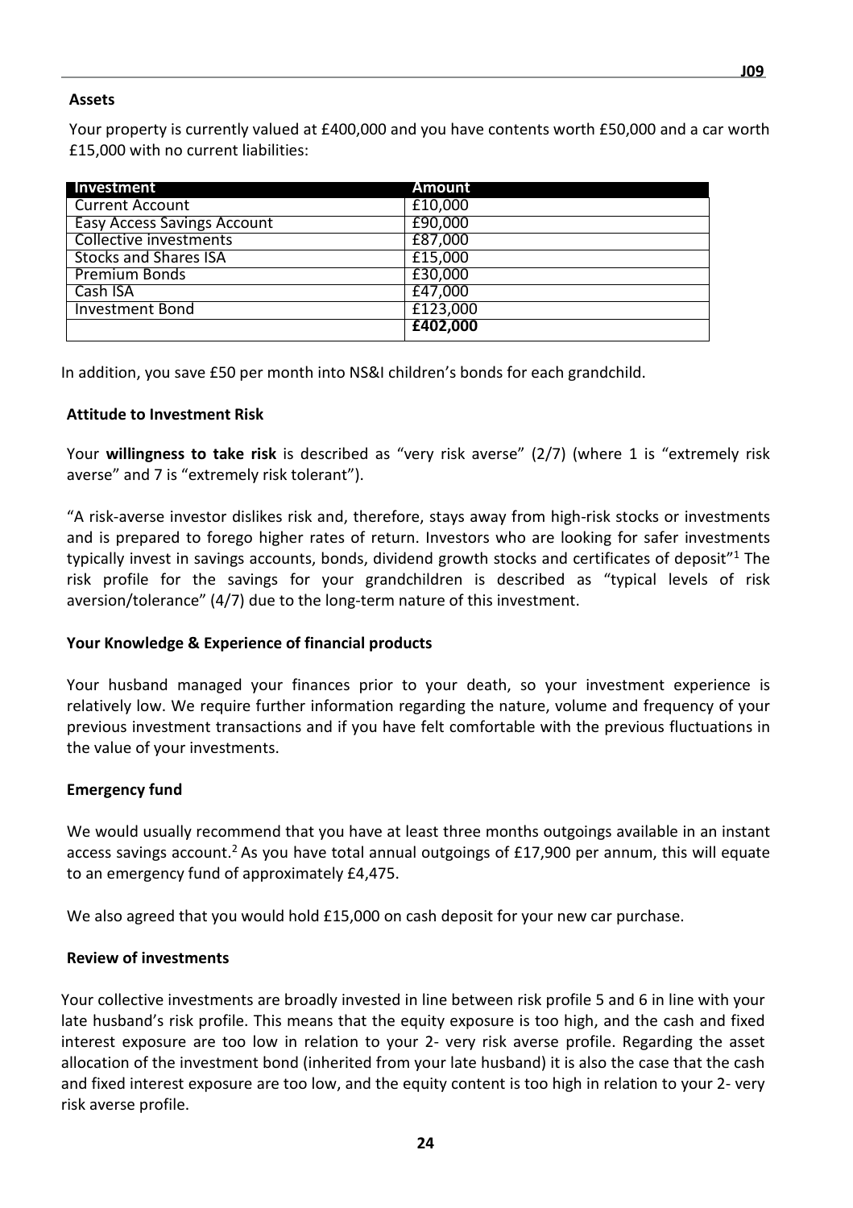**Assets**

Your property is currently valued at £400,000 and you have contents worth £50,000 and a car worth £15,000 with no current liabilities:

| Investment | Amount |
|---|---|
| Current Account | £10,000 |
| Easy Access Savings Account | £90,000 |
| Collective investments | £87,000 |
| Stocks and Shares ISA | £15,000 |
| Premium Bonds | £30,000 |
| Cash ISA | £47,000 |
| Investment Bond | £123,000 |
| | **£402,000** |

In addition, you save £50 per month into NS&I children's bonds for each grandchild.

**Attitude to Investment Risk**

Your **willingness to take risk** is described as "very risk averse" (2/7) (where 1 is "extremely risk averse" and 7 is "extremely risk tolerant").

"A risk-averse investor dislikes risk and, therefore, stays away from high-risk stocks or investments and is prepared to forego higher rates of return. Investors who are looking for safer investments typically invest in savings accounts, bonds, dividend growth stocks and certificates of deposit"[1] The risk profile for the savings for your grandchildren is described as "typical levels of risk aversion/tolerance" (4/7) due to the long-term nature of this investment.

**Your Knowledge & Experience of financial products**

Your husband managed your finances prior to your death, so your investment experience is relatively low. We require further information regarding the nature, volume and frequency of your previous investment transactions and if you have felt comfortable with the previous fluctuations in the value of your investments.

**Emergency fund**

We would usually recommend that you have at least three months outgoings available in an instant access savings account.[2] As you have total annual outgoings of £17,900 per annum, this will equate to an emergency fund of approximately £4,475.

We also agreed that you would hold £15,000 on cash deposit for your new car purchase.

**Review of investments**

Your collective investments are broadly invested in line between risk profile 5 and 6 in line with your late husband's risk profile. This means that the equity exposure is too high, and the cash and fixed interest exposure are too low in relation to your 2- very risk averse profile. Regarding the asset allocation of the investment bond (inherited from your late husband) it is also the case that the cash and fixed interest exposure are too low, and the equity content is too high in relation to your 2- very risk averse profile.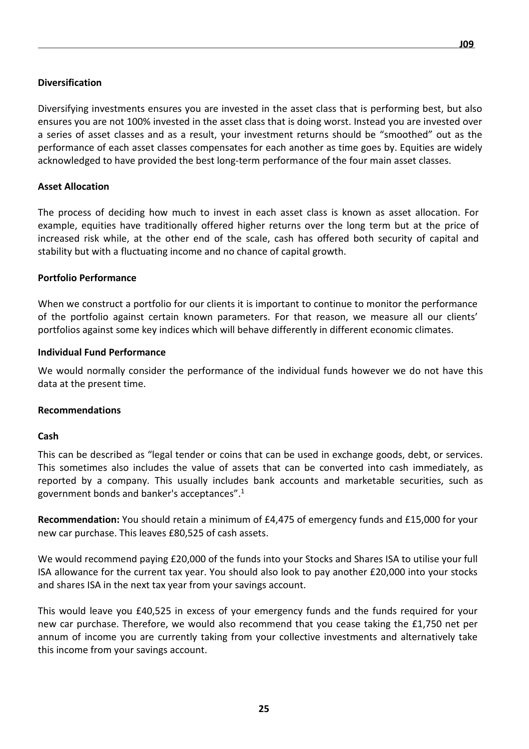**Diversification**

Diversifying investments ensures you are invested in the asset class that is performing best, but also ensures you are not 100% invested in the asset class that is doing worst. Instead you are invested over a series of asset classes and as a result, your investment returns should be "smoothed" out as the performance of each asset classes compensates for each another as time goes by. Equities are widely acknowledged to have provided the best long-term performance of the four main asset classes.

**Asset Allocation**

The process of deciding how much to invest in each asset class is known as asset allocation. For example, equities have traditionally offered higher returns over the long term but at the price of increased risk while, at the other end of the scale, cash has offered both security of capital and stability but with a fluctuating income and no chance of capital growth.

**Portfolio Performance**

When we construct a portfolio for our clients it is important to continue to monitor the performance of the portfolio against certain known parameters. For that reason, we measure all our clients' portfolios against some key indices which will behave differently in different economic climates.

**Individual Fund Performance**

We would normally consider the performance of the individual funds however we do not have this data at the present time.

**Recommendations**

**Cash**

This can be described as "legal tender or coins that can be used in exchange goods, debt, or services. This sometimes also includes the value of assets that can be converted into cash immediately, as reported by a company. This usually includes bank accounts and marketable securities, such as government bonds and banker's acceptances".[1]

**Recommendation:** You should retain a minimum of £4,475 of emergency funds and £15,000 for your new car purchase. This leaves £80,525 of cash assets.

We would recommend paying £20,000 of the funds into your Stocks and Shares ISA to utilise your full ISA allowance for the current tax year. You should also look to pay another £20,000 into your stocks and shares ISA in the next tax year from your savings account.

This would leave you £40,525 in excess of your emergency funds and the funds required for your new car purchase. Therefore, we would also recommend that you cease taking the £1,750 net per annum of income you are currently taking from your collective investments and alternatively take this income from your savings account.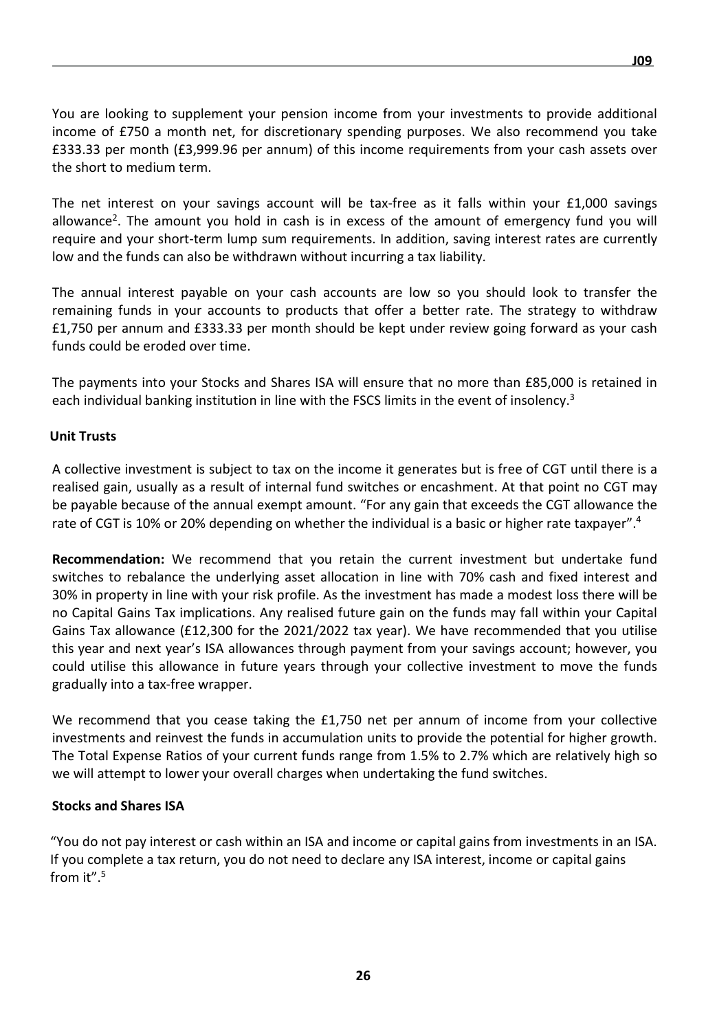You are looking to supplement your pension income from your investments to provide additional income of £750 a month net, for discretionary spending purposes. We also recommend you take £333.33 per month (£3,999.96 per annum) of this income requirements from your cash assets over the short to medium term.

The net interest on your savings account will be tax-free as it falls within your £1,000 savings allowance[2]. The amount you hold in cash is in excess of the amount of emergency fund you will require and your short-term lump sum requirements. In addition, saving interest rates are currently low and the funds can also be withdrawn without incurring a tax liability.

The annual interest payable on your cash accounts are low so you should look to transfer the remaining funds in your accounts to products that offer a better rate. The strategy to withdraw £1,750 per annum and £333.33 per month should be kept under review going forward as your cash funds could be eroded over time.

The payments into your Stocks and Shares ISA will ensure that no more than £85,000 is retained in each individual banking institution in line with the FSCS limits in the event of insolency.[3]

**Unit Trusts**

A collective investment is subject to tax on the income it generates but is free of CGT until there is a realised gain, usually as a result of internal fund switches or encashment. At that point no CGT may be payable because of the annual exempt amount. "For any gain that exceeds the CGT allowance the rate of CGT is 10% or 20% depending on whether the individual is a basic or higher rate taxpayer".[4]

**Recommendation:** We recommend that you retain the current investment but undertake fund switches to rebalance the underlying asset allocation in line with 70% cash and fixed interest and 30% in property in line with your risk profile. As the investment has made a modest loss there will be no Capital Gains Tax implications. Any realised future gain on the funds may fall within your Capital Gains Tax allowance (£12,300 for the 2021/2022 tax year). We have recommended that you utilise this year and next year's ISA allowances through payment from your savings account; however, you could utilise this allowance in future years through your collective investment to move the funds gradually into a tax-free wrapper.

We recommend that you cease taking the £1,750 net per annum of income from your collective investments and reinvest the funds in accumulation units to provide the potential for higher growth. The Total Expense Ratios of your current funds range from 1.5% to 2.7% which are relatively high so we will attempt to lower your overall charges when undertaking the fund switches.

**Stocks and Shares ISA**

"You do not pay interest or cash within an ISA and income or capital gains from investments in an ISA. If you complete a tax return, you do not need to declare any ISA interest, income or capital gains from it".[5]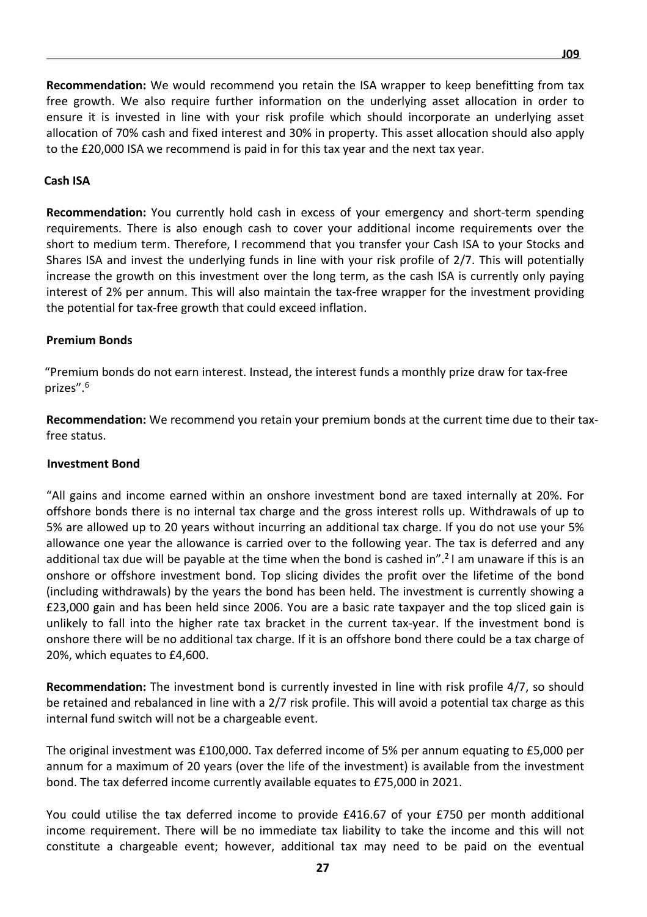**Recommendation:** We would recommend you retain the ISA wrapper to keep benefitting from tax free growth. We also require further information on the underlying asset allocation in order to ensure it is invested in line with your risk profile which should incorporate an underlying asset allocation of 70% cash and fixed interest and 30% in property. This asset allocation should also apply to the £20,000 ISA we recommend is paid in for this tax year and the next tax year.

### Cash ISA

**Recommendation:** You currently hold cash in excess of your emergency and short-term spending requirements. There is also enough cash to cover your additional income requirements over the short to medium term. Therefore, I recommend that you transfer your Cash ISA to your Stocks and Shares ISA and invest the underlying funds in line with your risk profile of 2/7. This will potentially increase the growth on this investment over the long term, as the cash ISA is currently only paying interest of 2% per annum. This will also maintain the tax-free wrapper for the investment providing the potential for tax-free growth that could exceed inflation.

### Premium Bonds

"Premium bonds do not earn interest. Instead, the interest funds a monthly prize draw for tax-free prizes".[6]

**Recommendation:** We recommend you retain your premium bonds at the current time due to their tax-free status.

### Investment Bond

"All gains and income earned within an onshore investment bond are taxed internally at 20%. For offshore bonds there is no internal tax charge and the gross interest rolls up. Withdrawals of up to 5% are allowed up to 20 years without incurring an additional tax charge. If you do not use your 5% allowance one year the allowance is carried over to the following year. The tax is deferred and any additional tax due will be payable at the time when the bond is cashed in".[2] I am unaware if this is an onshore or offshore investment bond. Top slicing divides the profit over the lifetime of the bond (including withdrawals) by the years the bond has been held. The investment is currently showing a £23,000 gain and has been held since 2006. You are a basic rate taxpayer and the top sliced gain is unlikely to fall into the higher rate tax bracket in the current tax-year. If the investment bond is onshore there will be no additional tax charge. If it is an offshore bond there could be a tax charge of 20%, which equates to £4,600.

**Recommendation:** The investment bond is currently invested in line with risk profile 4/7, so should be retained and rebalanced in line with a 2/7 risk profile. This will avoid a potential tax charge as this internal fund switch will not be a chargeable event.

The original investment was £100,000. Tax deferred income of 5% per annum equating to £5,000 per annum for a maximum of 20 years (over the life of the investment) is available from the investment bond. The tax deferred income currently available equates to £75,000 in 2021.

You could utilise the tax deferred income to provide £416.67 of your £750 per month additional income requirement. There will be no immediate tax liability to take the income and this will not constitute a chargeable event; however, additional tax may need to be paid on the eventual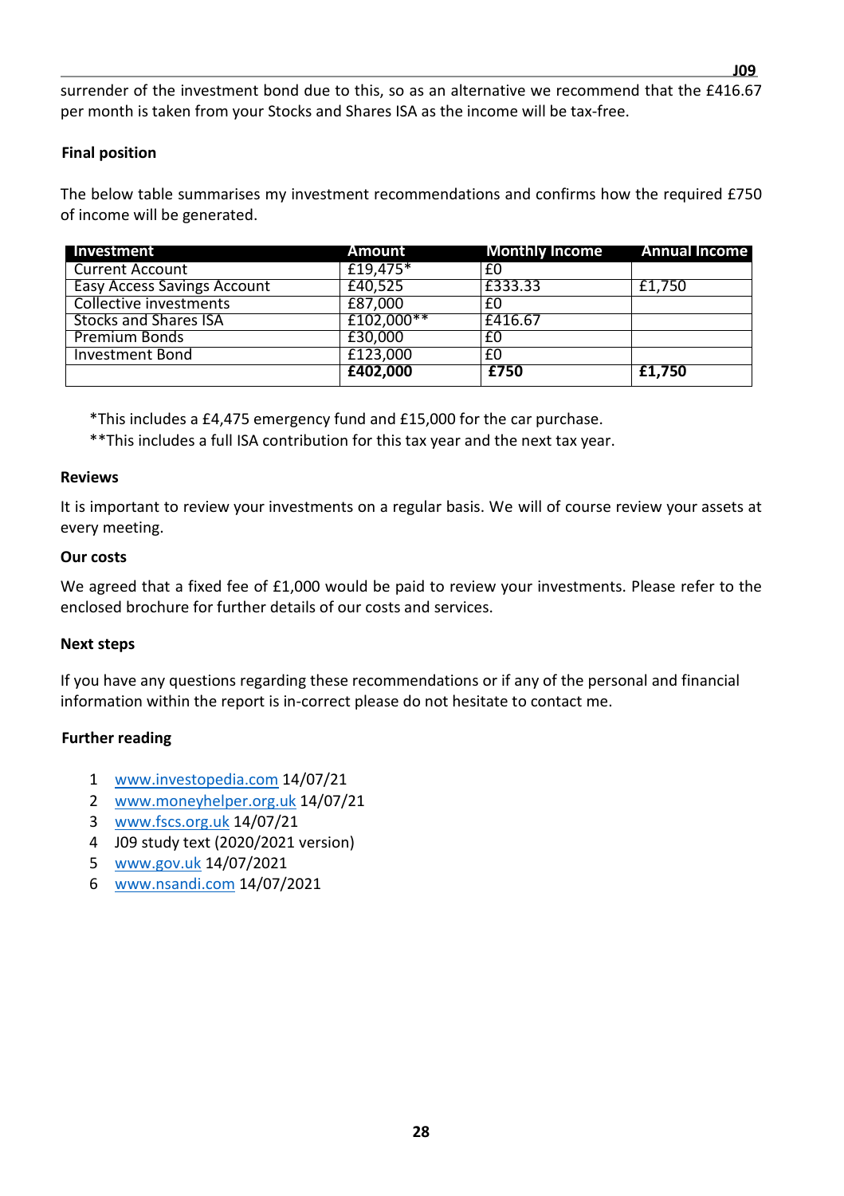surrender of the investment bond due to this, so as an alternative we recommend that the £416.67 per month is taken from your Stocks and Shares ISA as the income will be tax-free.

**Final position**

The below table summarises my investment recommendations and confirms how the required £750 of income will be generated.

| Investment | Amount | Monthly Income | Annual Income |
|---|---|---|---|
| Current Account | £19,475* | £0 | |
| Easy Access Savings Account | £40,525 | £333.33 | £1,750 |
| Collective investments | £87,000 | £0 | |
| Stocks and Shares ISA | £102,000** | £416.67 | |
| Premium Bonds | £30,000 | £0 | |
| Investment Bond | £123,000 | £0 | |
| | **£402,000** | **£750** | **£1,750** |

*This includes a £4,475 emergency fund and £15,000 for the car purchase.

**This includes a full ISA contribution for this tax year and the next tax year.

**Reviews**

It is important to review your investments on a regular basis. We will of course review your assets at every meeting.

**Our costs**

We agreed that a fixed fee of £1,000 would be paid to review your investments. Please refer to the enclosed brochure for further details of our costs and services.

**Next steps**

If you have any questions regarding these recommendations or if any of the personal and financial information within the report is in-correct please do not hesitate to contact me.

**Further reading**

1. www.investopedia.com 14/07/21
2. www.moneyhelper.org.uk 14/07/21
3. www.fscs.org.uk 14/07/21
4. J09 study text (2020/2021 version)
5. www.gov.uk 14/07/2021
6. www.nsandi.com 14/07/2021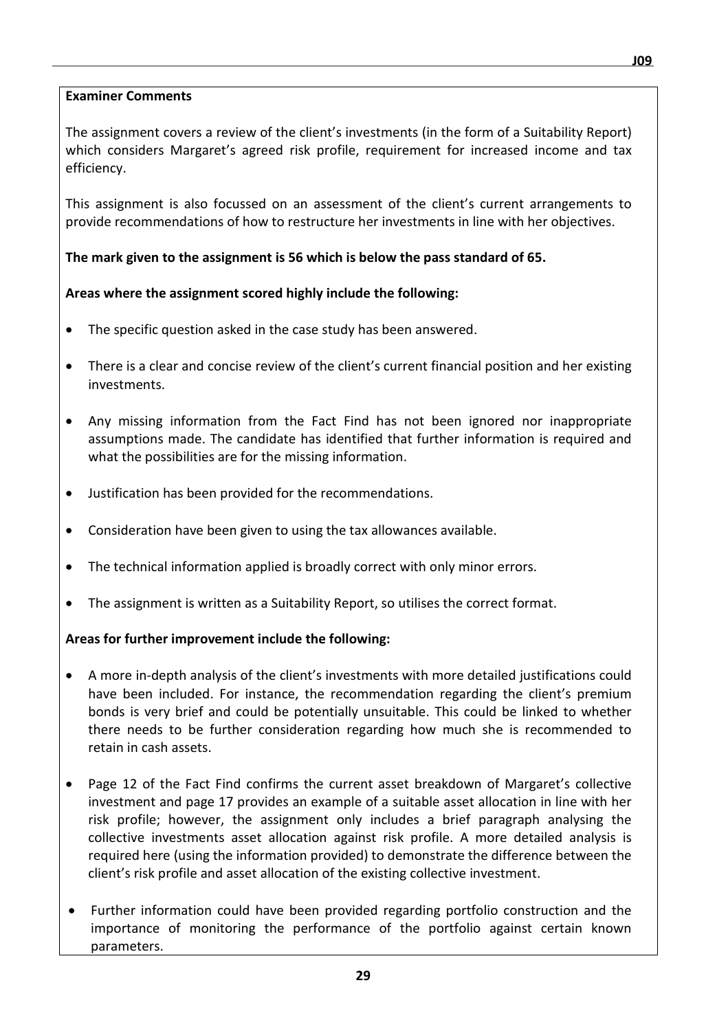**Examiner Comments**

The assignment covers a review of the client's investments (in the form of a Suitability Report) which considers Margaret's agreed risk profile, requirement for increased income and tax efficiency.

This assignment is also focussed on an assessment of the client's current arrangements to provide recommendations of how to restructure her investments in line with her objectives.

**The mark given to the assignment is 56 which is below the pass standard of 65.**

**Areas where the assignment scored highly include the following:**

- The specific question asked in the case study has been answered.
- There is a clear and concise review of the client's current financial position and her existing investments.
- Any missing information from the Fact Find has not been ignored nor inappropriate assumptions made. The candidate has identified that further information is required and what the possibilities are for the missing information.
- Justification has been provided for the recommendations.
- Consideration have been given to using the tax allowances available.
- The technical information applied is broadly correct with only minor errors.
- The assignment is written as a Suitability Report, so utilises the correct format.

**Areas for further improvement include the following:**

- A more in-depth analysis of the client's investments with more detailed justifications could have been included. For instance, the recommendation regarding the client's premium bonds is very brief and could be potentially unsuitable. This could be linked to whether there needs to be further consideration regarding how much she is recommended to retain in cash assets.
- Page 12 of the Fact Find confirms the current asset breakdown of Margaret's collective investment and page 17 provides an example of a suitable asset allocation in line with her risk profile; however, the assignment only includes a brief paragraph analysing the collective investments asset allocation against risk profile. A more detailed analysis is required here (using the information provided) to demonstrate the difference between the client's risk profile and asset allocation of the existing collective investment.
- Further information could have been provided regarding portfolio construction and the importance of monitoring the performance of the portfolio against certain known parameters.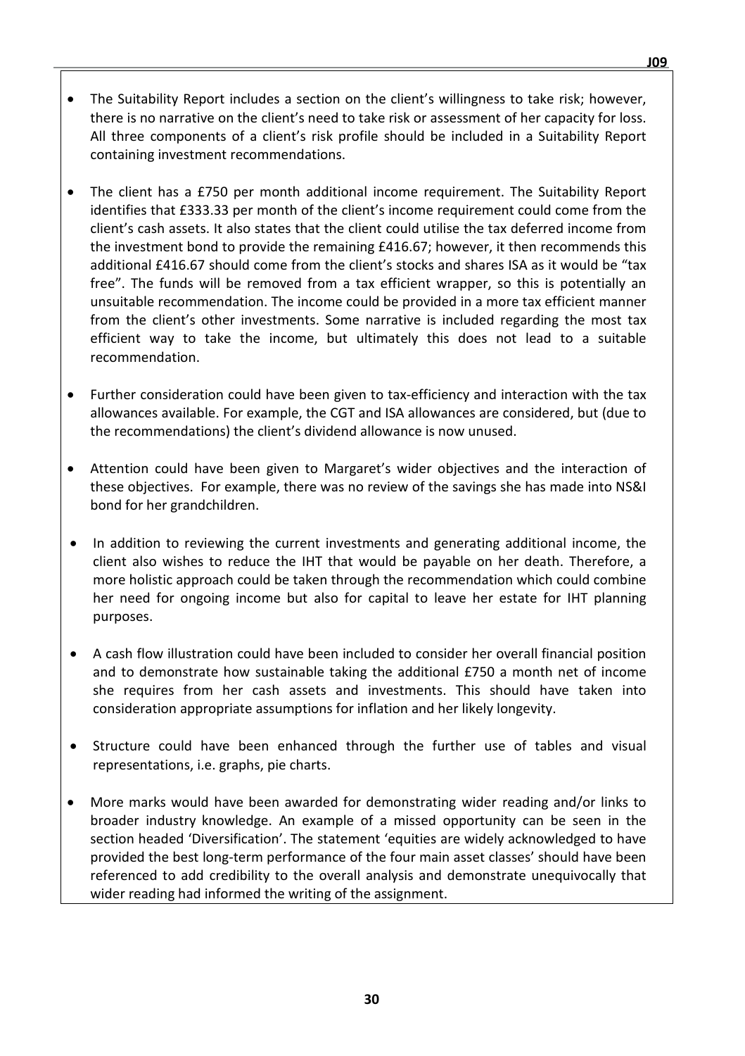- The Suitability Report includes a section on the client's willingness to take risk; however, there is no narrative on the client's need to take risk or assessment of her capacity for loss. All three components of a client's risk profile should be included in a Suitability Report containing investment recommendations.

- The client has a £750 per month additional income requirement. The Suitability Report identifies that £333.33 per month of the client's income requirement could come from the client's cash assets. It also states that the client could utilise the tax deferred income from the investment bond to provide the remaining £416.67; however, it then recommends this additional £416.67 should come from the client's stocks and shares ISA as it would be "tax free". The funds will be removed from a tax efficient wrapper, so this is potentially an unsuitable recommendation. The income could be provided in a more tax efficient manner from the client's other investments. Some narrative is included regarding the most tax efficient way to take the income, but ultimately this does not lead to a suitable recommendation.

- Further consideration could have been given to tax-efficiency and interaction with the tax allowances available. For example, the CGT and ISA allowances are considered, but (due to the recommendations) the client's dividend allowance is now unused.

- Attention could have been given to Margaret's wider objectives and the interaction of these objectives. For example, there was no review of the savings she has made into NS&I bond for her grandchildren.

- In addition to reviewing the current investments and generating additional income, the client also wishes to reduce the IHT that would be payable on her death. Therefore, a more holistic approach could be taken through the recommendation which could combine her need for ongoing income but also for capital to leave her estate for IHT planning purposes.

- A cash flow illustration could have been included to consider her overall financial position and to demonstrate how sustainable taking the additional £750 a month net of income she requires from her cash assets and investments. This should have taken into consideration appropriate assumptions for inflation and her likely longevity.

- Structure could have been enhanced through the further use of tables and visual representations, i.e. graphs, pie charts.

- More marks would have been awarded for demonstrating wider reading and/or links to broader industry knowledge. An example of a missed opportunity can be seen in the section headed 'Diversification'. The statement 'equities are widely acknowledged to have provided the best long-term performance of the four main asset classes' should have been referenced to add credibility to the overall analysis and demonstrate unequivocally that wider reading had informed the writing of the assignment.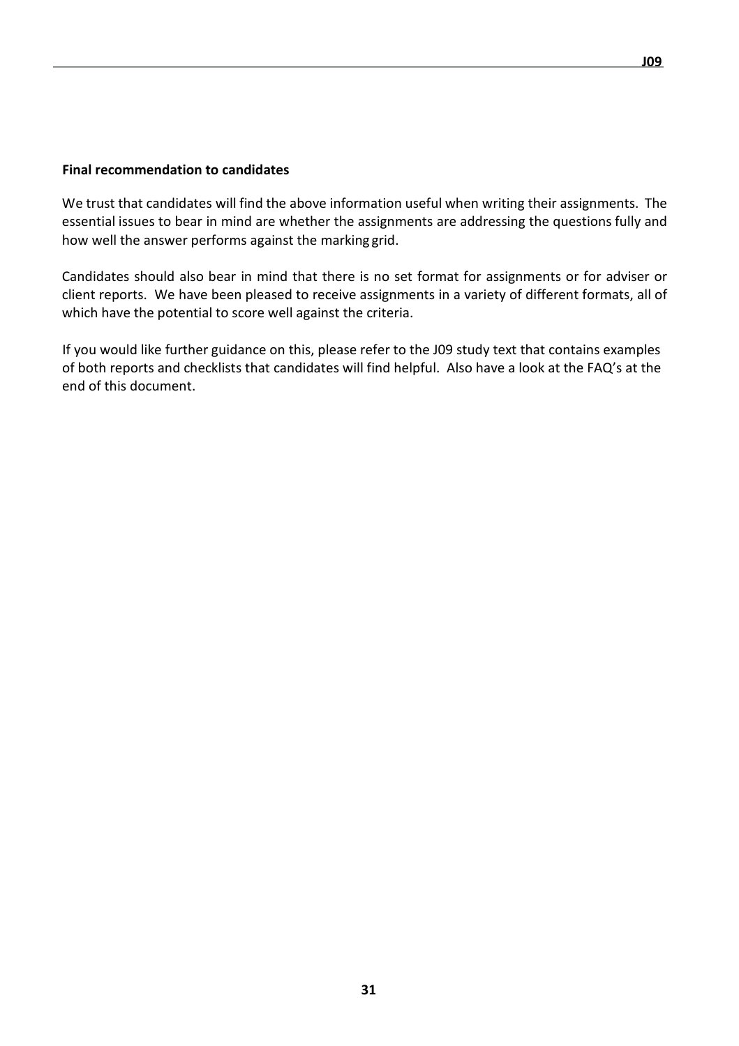**Final recommendation to candidates**

We trust that candidates will find the above information useful when writing their assignments. The essential issues to bear in mind are whether the assignments are addressing the questions fully and how well the answer performs against the marking grid.

Candidates should also bear in mind that there is no set format for assignments or for adviser or client reports. We have been pleased to receive assignments in a variety of different formats, all of which have the potential to score well against the criteria.

If you would like further guidance on this, please refer to the J09 study text that contains examples of both reports and checklists that candidates will find helpful. Also have a look at the FAQ's at the end of this document.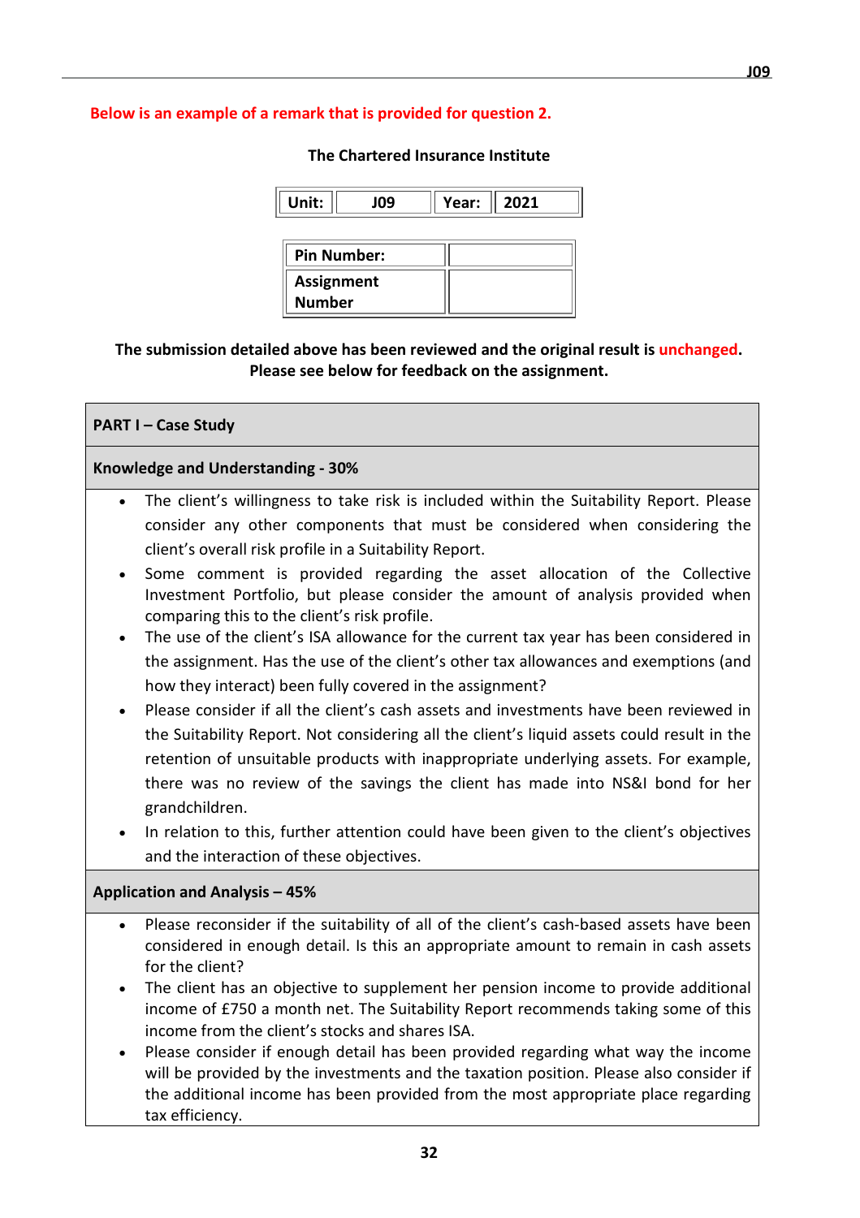**Below is an example of a remark that is provided for question 2.**

**The Chartered Insurance Institute**

| Unit: | J09 | Year: | 2021 |
|---|---|---|---|

| Pin Number: | |
|---|---|
| Assignment Number | |

**The submission detailed above has been reviewed and the original result is unchanged. Please see below for feedback on the assignment.**

| PART I – Case Study |
|---|
| **Knowledge and Understanding - 30%** |
| • The client's willingness to take risk is included within the Suitability Report. Please consider any other components that must be considered when considering the client's overall risk profile in a Suitability Report.<br>• Some comment is provided regarding the asset allocation of the Collective Investment Portfolio, but please consider the amount of analysis provided when comparing this to the client's risk profile.<br>• The use of the client's ISA allowance for the current tax year has been considered in the assignment. Has the use of the client's other tax allowances and exemptions (and how they interact) been fully covered in the assignment?<br>• Please consider if all the client's cash assets and investments have been reviewed in the Suitability Report. Not considering all the client's liquid assets could result in the retention of unsuitable products with inappropriate underlying assets. For example, there was no review of the savings the client has made into NS&I bond for her grandchildren.<br>• In relation to this, further attention could have been given to the client's objectives and the interaction of these objectives. |
| **Application and Analysis – 45%** |
| • Please reconsider if the suitability of all of the client's cash-based assets have been considered in enough detail. Is this an appropriate amount to remain in cash assets for the client?<br>• The client has an objective to supplement her pension income to provide additional income of £750 a month net. The Suitability Report recommends taking some of this income from the client's stocks and shares ISA.<br>• Please consider if enough detail has been provided regarding what way the income will be provided by the investments and the taxation position. Please also consider if the additional income has been provided from the most appropriate place regarding tax efficiency. |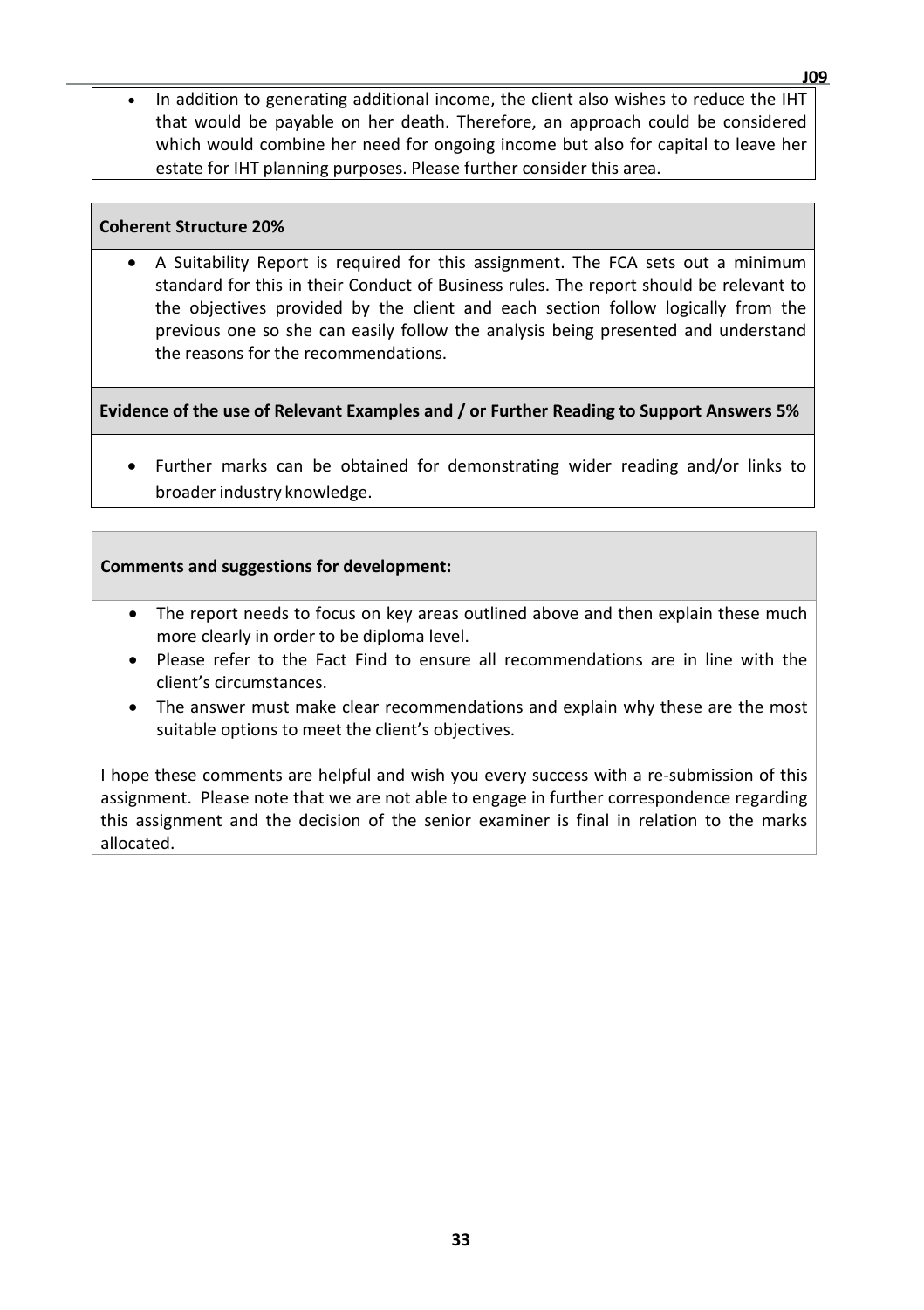- In addition to generating additional income, the client also wishes to reduce the IHT that would be payable on her death. Therefore, an approach could be considered which would combine her need for ongoing income but also for capital to leave her estate for IHT planning purposes. Please further consider this area.

**Coherent Structure 20%**

- A Suitability Report is required for this assignment. The FCA sets out a minimum standard for this in their Conduct of Business rules. The report should be relevant to the objectives provided by the client and each section follow logically from the previous one so she can easily follow the analysis being presented and understand the reasons for the recommendations.

**Evidence of the use of Relevant Examples and / or Further Reading to Support Answers 5%**

- Further marks can be obtained for demonstrating wider reading and/or links to broader industry knowledge.

**Comments and suggestions for development:**

- The report needs to focus on key areas outlined above and then explain these much more clearly in order to be diploma level.
- Please refer to the Fact Find to ensure all recommendations are in line with the client's circumstances.
- The answer must make clear recommendations and explain why these are the most suitable options to meet the client's objectives.

I hope these comments are helpful and wish you every success with a re-submission of this assignment. Please note that we are not able to engage in further correspondence regarding this assignment and the decision of the senior examiner is final in relation to the marks allocated.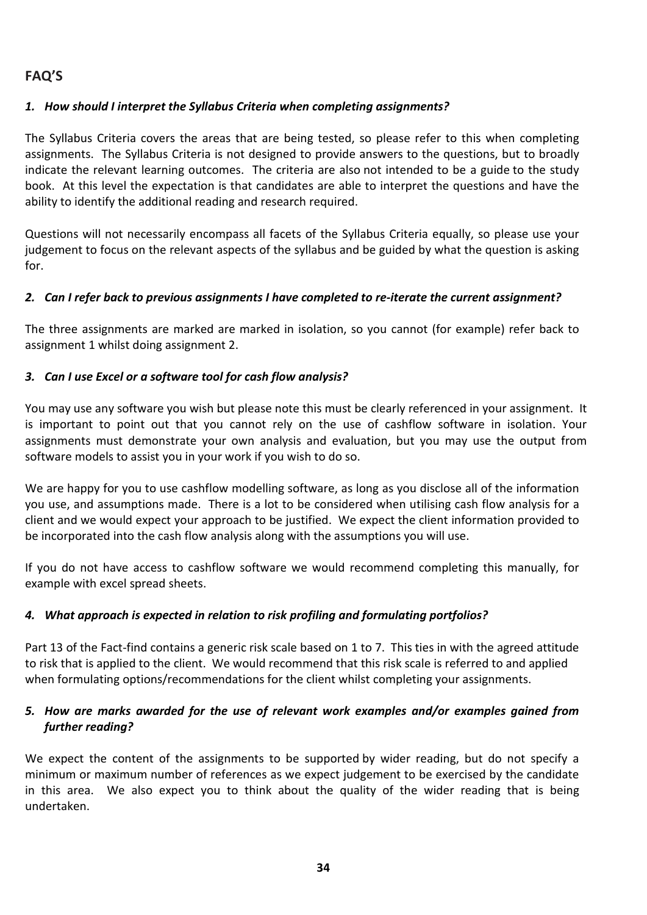## FAQ'S

### *1. How should I interpret the Syllabus Criteria when completing assignments?*

The Syllabus Criteria covers the areas that are being tested, so please refer to this when completing assignments. The Syllabus Criteria is not designed to provide answers to the questions, but to broadly indicate the relevant learning outcomes. The criteria are also not intended to be a guide to the study book. At this level the expectation is that candidates are able to interpret the questions and have the ability to identify the additional reading and research required.

Questions will not necessarily encompass all facets of the Syllabus Criteria equally, so please use your judgement to focus on the relevant aspects of the syllabus and be guided by what the question is asking for.

### *2. Can I refer back to previous assignments I have completed to re-iterate the current assignment?*

The three assignments are marked are marked in isolation, so you cannot (for example) refer back to assignment 1 whilst doing assignment 2.

### *3. Can I use Excel or a software tool for cash flow analysis?*

You may use any software you wish but please note this must be clearly referenced in your assignment. It is important to point out that you cannot rely on the use of cashflow software in isolation. Your assignments must demonstrate your own analysis and evaluation, but you may use the output from software models to assist you in your work if you wish to do so.

We are happy for you to use cashflow modelling software, as long as you disclose all of the information you use, and assumptions made. There is a lot to be considered when utilising cash flow analysis for a client and we would expect your approach to be justified. We expect the client information provided to be incorporated into the cash flow analysis along with the assumptions you will use.

If you do not have access to cashflow software we would recommend completing this manually, for example with excel spread sheets.

### *4. What approach is expected in relation to risk profiling and formulating portfolios?*

Part 13 of the Fact-find contains a generic risk scale based on 1 to 7. This ties in with the agreed attitude to risk that is applied to the client. We would recommend that this risk scale is referred to and applied when formulating options/recommendations for the client whilst completing your assignments.

### *5. How are marks awarded for the use of relevant work examples and/or examples gained from further reading?*

We expect the content of the assignments to be supported by wider reading, but do not specify a minimum or maximum number of references as we expect judgement to be exercised by the candidate in this area. We also expect you to think about the quality of the wider reading that is being undertaken.